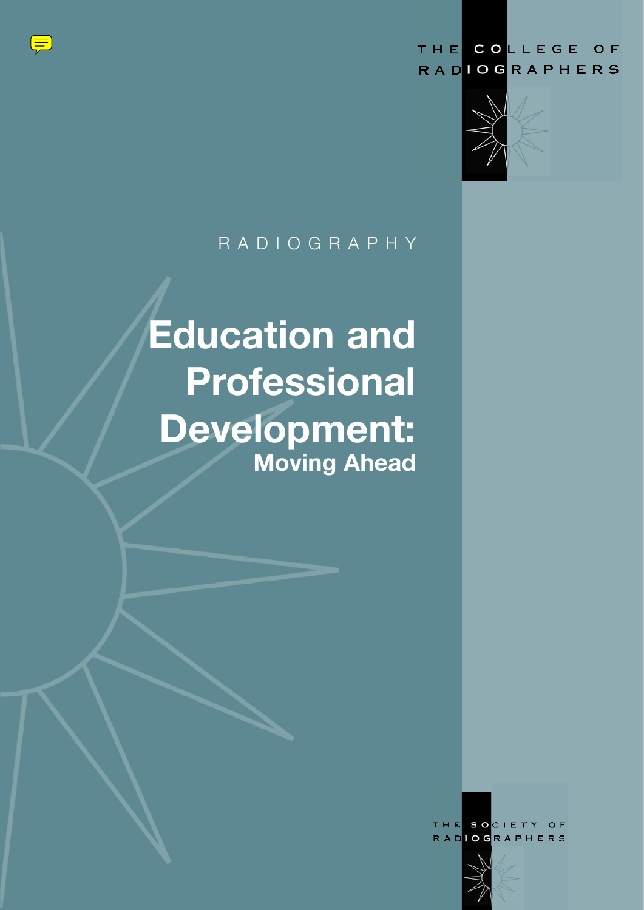THE COLLEGE OF RADIOGRAPHERS

RADIOGRAPHY

# Education and Professional Development: Moving Ahead

THE SOCIETY OF RADIOGRAPHERS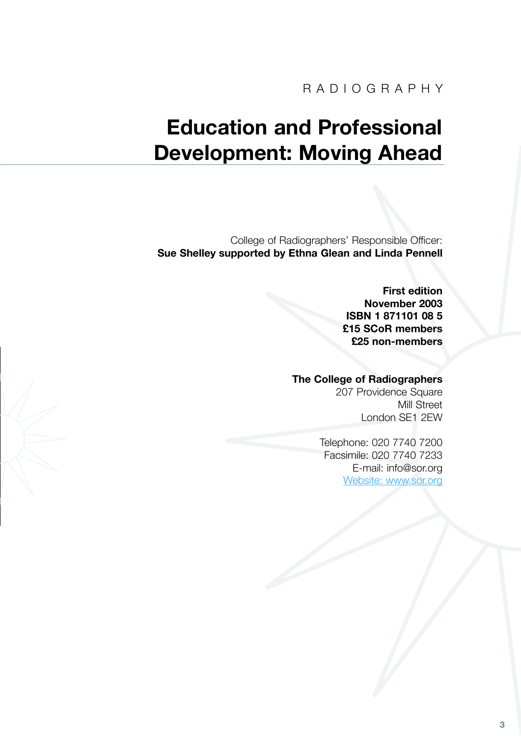RADIOGRAPHY

# Education and Professional Development: Moving Ahead

College of Radiographers' Responsible Officer:
**Sue Shelley supported by Ethna Glean and Linda Pennell**

**First edition**
**November 2003**
**ISBN 1 871101 08 5**
**£15 SCoR members**
**£25 non-members**

**The College of Radiographers**
207 Providence Square
Mill Street
London SE1 2EW

Telephone: 020 7740 7200
Facsimile: 020 7740 7233
E-mail: info@sor.org
Website: www.sor.org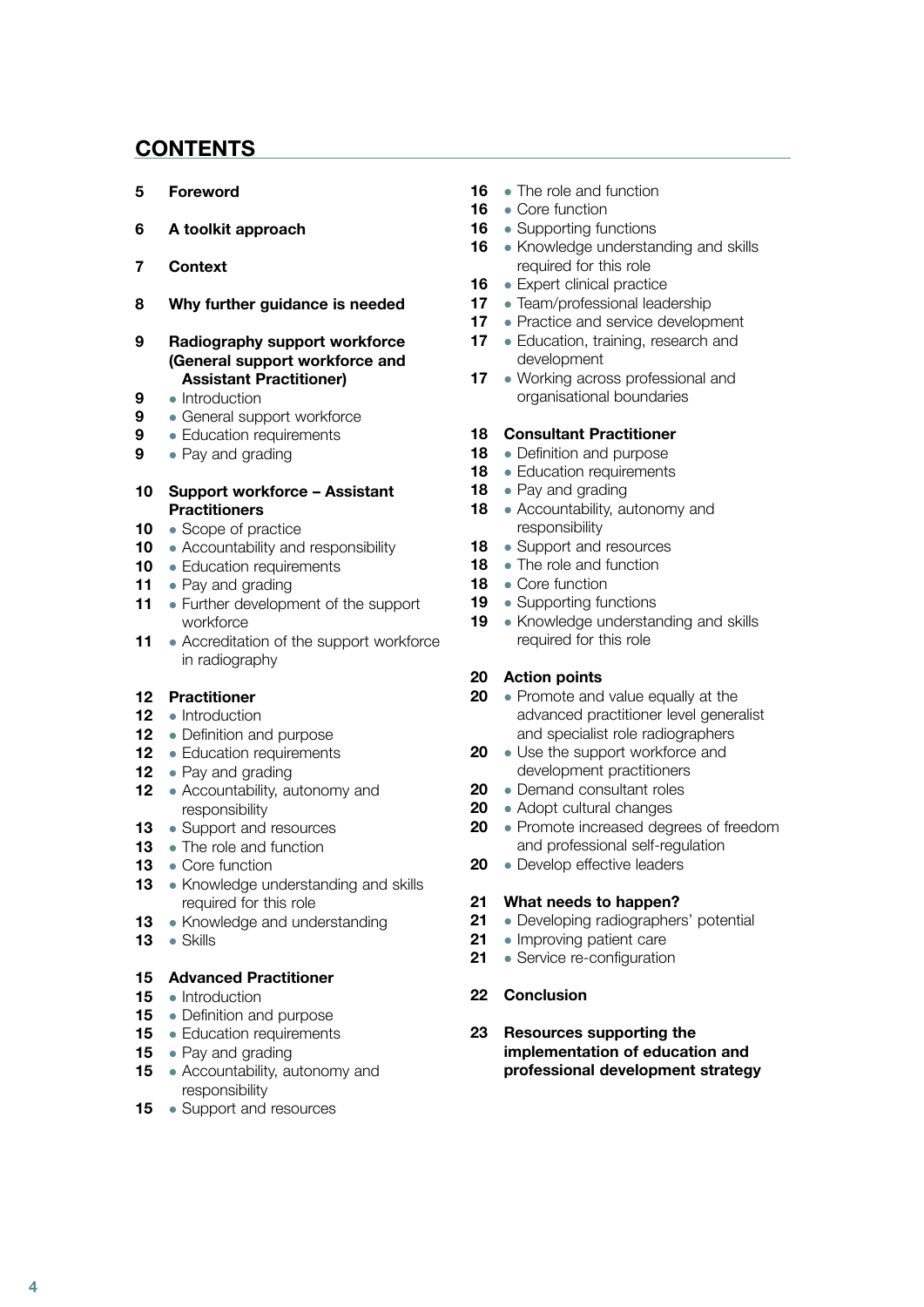# CONTENTS

5 **Foreword**

6 **A toolkit approach**

7 **Context**

8 **Why further guidance is needed**

9 **Radiography support workforce (General support workforce and Assistant Practitioner)**
- 9 Introduction
- 9 General support workforce
- 9 Education requirements
- 9 Pay and grading

10 **Support workforce – Assistant Practitioners**
- 10 Scope of practice
- 10 Accountability and responsibility
- 10 Education requirements
- 11 Pay and grading
- 11 Further development of the support workforce
- 11 Accreditation of the support workforce in radiography

12 **Practitioner**
- 12 Introduction
- 12 Definition and purpose
- 12 Education requirements
- 12 Pay and grading
- 12 Accountability, autonomy and responsibility
- 13 Support and resources
- 13 The role and function
- 13 Core function
- 13 Knowledge understanding and skills required for this role
- 13 Knowledge and understanding
- 13 Skills

15 **Advanced Practitioner**
- 15 Introduction
- 15 Definition and purpose
- 15 Education requirements
- 15 Pay and grading
- 15 Accountability, autonomy and responsibility
- 15 Support and resources
- 16 The role and function
- 16 Core function
- 16 Supporting functions
- 16 Knowledge understanding and skills required for this role
- 16 Expert clinical practice
- 17 Team/professional leadership
- 17 Practice and service development
- 17 Education, training, research and development
- 17 Working across professional and organisational boundaries

18 **Consultant Practitioner**
- 18 Definition and purpose
- 18 Education requirements
- 18 Pay and grading
- 18 Accountability, autonomy and responsibility
- 18 Support and resources
- 18 The role and function
- 18 Core function
- 19 Supporting functions
- 19 Knowledge understanding and skills required for this role

20 **Action points**
- 20 Promote and value equally at the advanced practitioner level generalist and specialist role radiographers
- 20 Use the support workforce and development practitioners
- 20 Demand consultant roles
- 20 Adopt cultural changes
- 20 Promote increased degrees of freedom and professional self-regulation
- 20 Develop effective leaders

21 **What needs to happen?**
- 21 Developing radiographers' potential
- 21 Improving patient care
- 21 Service re-configuration

22 **Conclusion**

23 **Resources supporting the implementation of education and professional development strategy**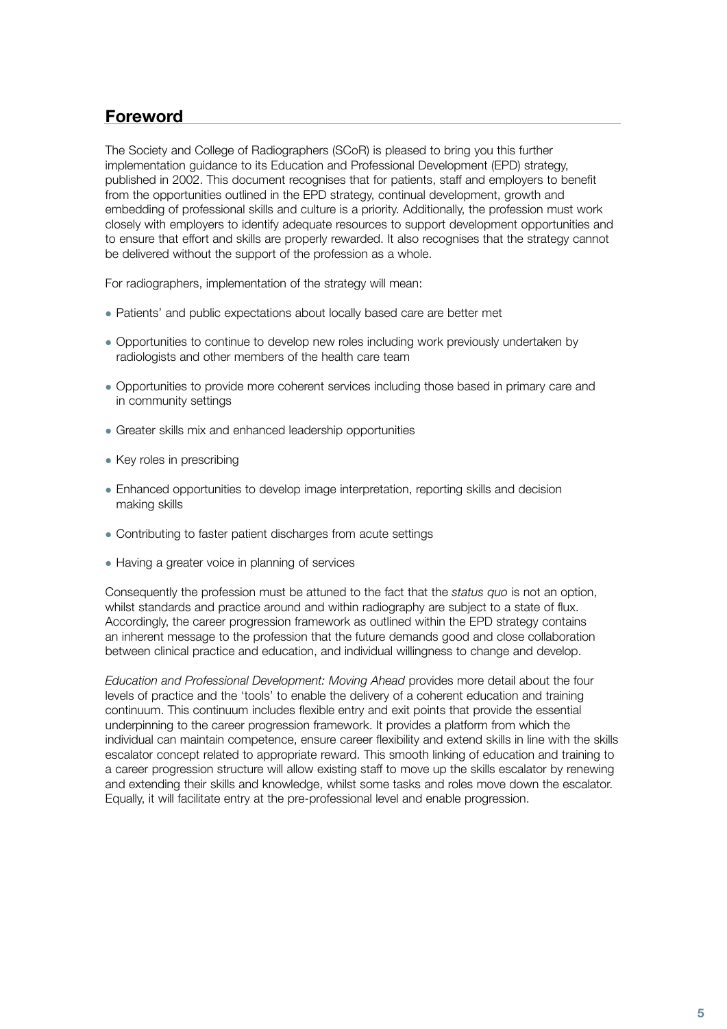## Foreword

The Society and College of Radiographers (SCoR) is pleased to bring you this further implementation guidance to its Education and Professional Development (EPD) strategy, published in 2002. This document recognises that for patients, staff and employers to benefit from the opportunities outlined in the EPD strategy, continual development, growth and embedding of professional skills and culture is a priority. Additionally, the profession must work closely with employers to identify adequate resources to support development opportunities and to ensure that effort and skills are properly rewarded. It also recognises that the strategy cannot be delivered without the support of the profession as a whole.

For radiographers, implementation of the strategy will mean:

- Patients' and public expectations about locally based care are better met
- Opportunities to continue to develop new roles including work previously undertaken by radiologists and other members of the health care team
- Opportunities to provide more coherent services including those based in primary care and in community settings
- Greater skills mix and enhanced leadership opportunities
- Key roles in prescribing
- Enhanced opportunities to develop image interpretation, reporting skills and decision making skills
- Contributing to faster patient discharges from acute settings
- Having a greater voice in planning of services

Consequently the profession must be attuned to the fact that the *status quo* is not an option, whilst standards and practice around and within radiography are subject to a state of flux. Accordingly, the career progression framework as outlined within the EPD strategy contains an inherent message to the profession that the future demands good and close collaboration between clinical practice and education, and individual willingness to change and develop.

*Education and Professional Development: Moving Ahead* provides more detail about the four levels of practice and the 'tools' to enable the delivery of a coherent education and training continuum. This continuum includes flexible entry and exit points that provide the essential underpinning to the career progression framework. It provides a platform from which the individual can maintain competence, ensure career flexibility and extend skills in line with the skills escalator concept related to appropriate reward. This smooth linking of education and training to a career progression structure will allow existing staff to move up the skills escalator by renewing and extending their skills and knowledge, whilst some tasks and roles move down the escalator. Equally, it will facilitate entry at the pre-professional level and enable progression.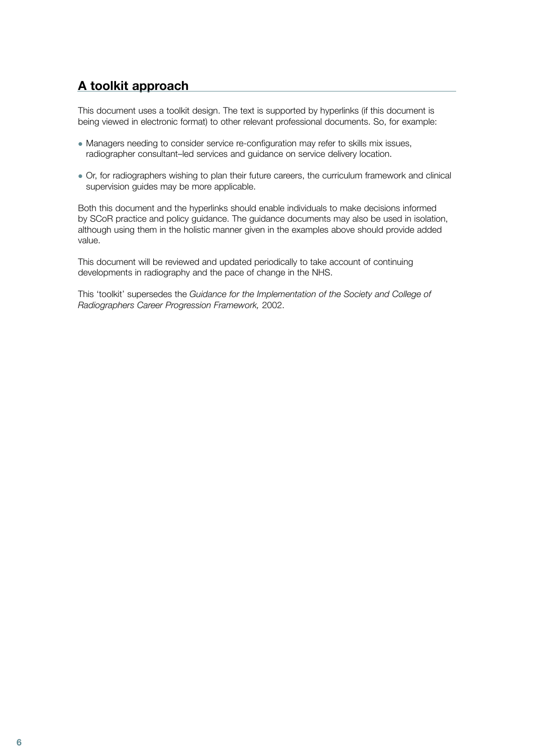## A toolkit approach

This document uses a toolkit design. The text is supported by hyperlinks (if this document is being viewed in electronic format) to other relevant professional documents. So, for example:

- Managers needing to consider service re-configuration may refer to skills mix issues, radiographer consultant–led services and guidance on service delivery location.
- Or, for radiographers wishing to plan their future careers, the curriculum framework and clinical supervision guides may be more applicable.

Both this document and the hyperlinks should enable individuals to make decisions informed by SCoR practice and policy guidance. The guidance documents may also be used in isolation, although using them in the holistic manner given in the examples above should provide added value.

This document will be reviewed and updated periodically to take account of continuing developments in radiography and the pace of change in the NHS.

This 'toolkit' supersedes the *Guidance for the Implementation of the Society and College of Radiographers Career Progression Framework,* 2002.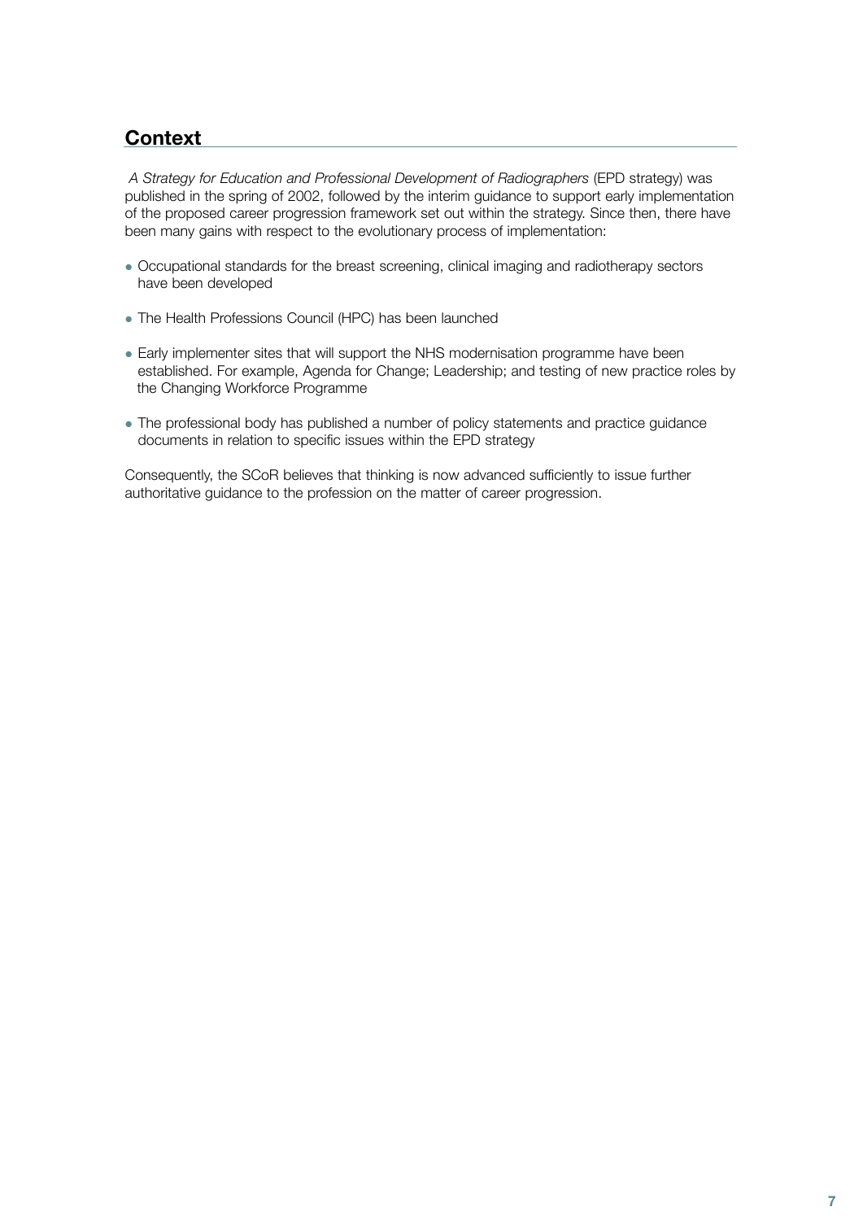## Context

*A Strategy for Education and Professional Development of Radiographers* (EPD strategy) was published in the spring of 2002, followed by the interim guidance to support early implementation of the proposed career progression framework set out within the strategy. Since then, there have been many gains with respect to the evolutionary process of implementation:

- Occupational standards for the breast screening, clinical imaging and radiotherapy sectors have been developed
- The Health Professions Council (HPC) has been launched
- Early implementer sites that will support the NHS modernisation programme have been established. For example, Agenda for Change; Leadership; and testing of new practice roles by the Changing Workforce Programme
- The professional body has published a number of policy statements and practice guidance documents in relation to specific issues within the EPD strategy

Consequently, the SCoR believes that thinking is now advanced sufficiently to issue further authoritative guidance to the profession on the matter of career progression.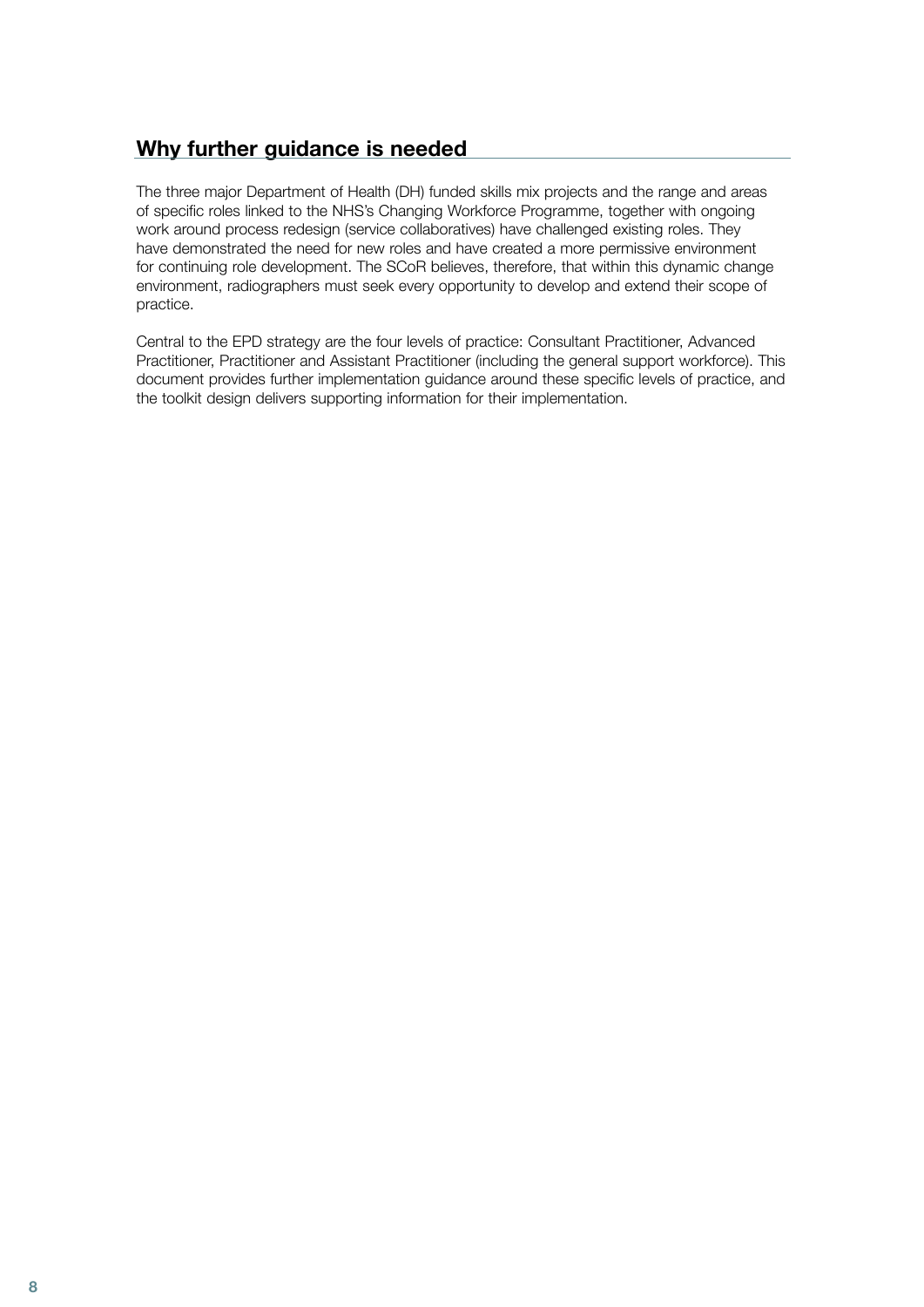## Why further guidance is needed

The three major Department of Health (DH) funded skills mix projects and the range and areas of specific roles linked to the NHS's Changing Workforce Programme, together with ongoing work around process redesign (service collaboratives) have challenged existing roles. They have demonstrated the need for new roles and have created a more permissive environment for continuing role development. The SCoR believes, therefore, that within this dynamic change environment, radiographers must seek every opportunity to develop and extend their scope of practice.

Central to the EPD strategy are the four levels of practice: Consultant Practitioner, Advanced Practitioner, Practitioner and Assistant Practitioner (including the general support workforce). This document provides further implementation guidance around these specific levels of practice, and the toolkit design delivers supporting information for their implementation.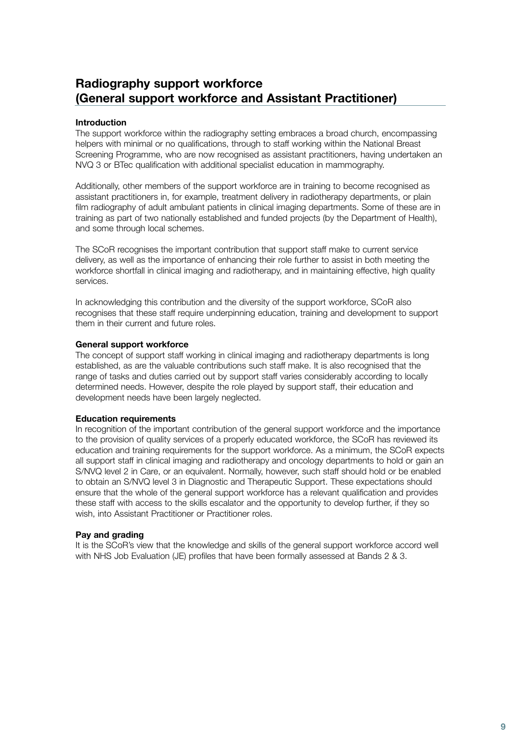## Radiography support workforce (General support workforce and Assistant Practitioner)

**Introduction**

The support workforce within the radiography setting embraces a broad church, encompassing helpers with minimal or no qualifications, through to staff working within the National Breast Screening Programme, who are now recognised as assistant practitioners, having undertaken an NVQ 3 or BTec qualification with additional specialist education in mammography.

Additionally, other members of the support workforce are in training to become recognised as assistant practitioners in, for example, treatment delivery in radiotherapy departments, or plain film radiography of adult ambulant patients in clinical imaging departments. Some of these are in training as part of two nationally established and funded projects (by the Department of Health), and some through local schemes.

The SCoR recognises the important contribution that support staff make to current service delivery, as well as the importance of enhancing their role further to assist in both meeting the workforce shortfall in clinical imaging and radiotherapy, and in maintaining effective, high quality services.

In acknowledging this contribution and the diversity of the support workforce, SCoR also recognises that these staff require underpinning education, training and development to support them in their current and future roles.

**General support workforce**

The concept of support staff working in clinical imaging and radiotherapy departments is long established, as are the valuable contributions such staff make. It is also recognised that the range of tasks and duties carried out by support staff varies considerably according to locally determined needs. However, despite the role played by support staff, their education and development needs have been largely neglected.

**Education requirements**

In recognition of the important contribution of the general support workforce and the importance to the provision of quality services of a properly educated workforce, the SCoR has reviewed its education and training requirements for the support workforce. As a minimum, the SCoR expects all support staff in clinical imaging and radiotherapy and oncology departments to hold or gain an S/NVQ level 2 in Care, or an equivalent. Normally, however, such staff should hold or be enabled to obtain an S/NVQ level 3 in Diagnostic and Therapeutic Support. These expectations should ensure that the whole of the general support workforce has a relevant qualification and provides these staff with access to the skills escalator and the opportunity to develop further, if they so wish, into Assistant Practitioner or Practitioner roles.

**Pay and grading**

It is the SCoR's view that the knowledge and skills of the general support workforce accord well with NHS Job Evaluation (JE) profiles that have been formally assessed at Bands 2 & 3.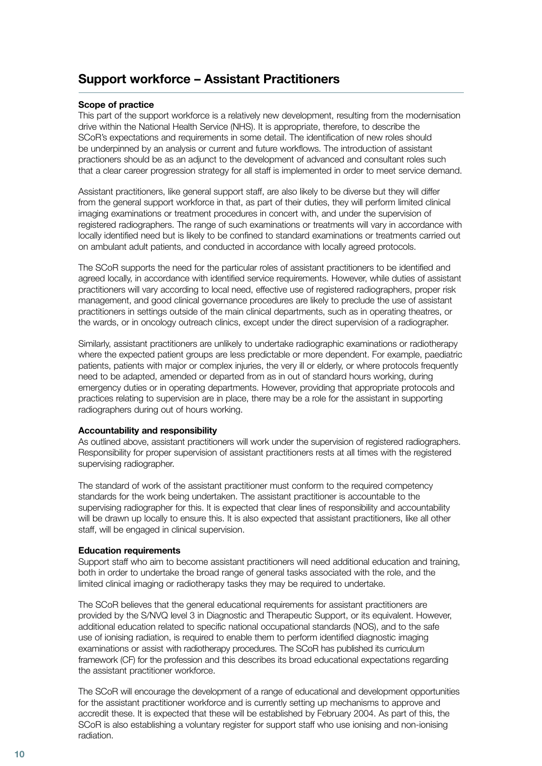## Support workforce – Assistant Practitioners

**Scope of practice**

This part of the support workforce is a relatively new development, resulting from the modernisation drive within the National Health Service (NHS). It is appropriate, therefore, to describe the SCoR's expectations and requirements in some detail. The identification of new roles should be underpinned by an analysis or current and future workflows. The introduction of assistant practioners should be as an adjunct to the development of advanced and consultant roles such that a clear career progression strategy for all staff is implemented in order to meet service demand.

Assistant practitioners, like general support staff, are also likely to be diverse but they will differ from the general support workforce in that, as part of their duties, they will perform limited clinical imaging examinations or treatment procedures in concert with, and under the supervision of registered radiographers. The range of such examinations or treatments will vary in accordance with locally identified need but is likely to be confined to standard examinations or treatments carried out on ambulant adult patients, and conducted in accordance with locally agreed protocols.

The SCoR supports the need for the particular roles of assistant practitioners to be identified and agreed locally, in accordance with identified service requirements. However, while duties of assistant practitioners will vary according to local need, effective use of registered radiographers, proper risk management, and good clinical governance procedures are likely to preclude the use of assistant practitioners in settings outside of the main clinical departments, such as in operating theatres, or the wards, or in oncology outreach clinics, except under the direct supervision of a radiographer.

Similarly, assistant practitioners are unlikely to undertake radiographic examinations or radiotherapy where the expected patient groups are less predictable or more dependent. For example, paediatric patients, patients with major or complex injuries, the very ill or elderly, or where protocols frequently need to be adapted, amended or departed from as in out of standard hours working, during emergency duties or in operating departments. However, providing that appropriate protocols and practices relating to supervision are in place, there may be a role for the assistant in supporting radiographers during out of hours working.

**Accountability and responsibility**

As outlined above, assistant practitioners will work under the supervision of registered radiographers. Responsibility for proper supervision of assistant practitioners rests at all times with the registered supervising radiographer.

The standard of work of the assistant practitioner must conform to the required competency standards for the work being undertaken. The assistant practitioner is accountable to the supervising radiographer for this. It is expected that clear lines of responsibility and accountability will be drawn up locally to ensure this. It is also expected that assistant practitioners, like all other staff, will be engaged in clinical supervision.

**Education requirements**

Support staff who aim to become assistant practitioners will need additional education and training, both in order to undertake the broad range of general tasks associated with the role, and the limited clinical imaging or radiotherapy tasks they may be required to undertake.

The SCoR believes that the general educational requirements for assistant practitioners are provided by the S/NVQ level 3 in Diagnostic and Therapeutic Support, or its equivalent. However, additional education related to specific national occupational standards (NOS), and to the safe use of ionising radiation, is required to enable them to perform identified diagnostic imaging examinations or assist with radiotherapy procedures. The SCoR has published its curriculum framework (CF) for the profession and this describes its broad educational expectations regarding the assistant practitioner workforce.

The SCoR will encourage the development of a range of educational and development opportunities for the assistant practitioner workforce and is currently setting up mechanisms to approve and accredit these. It is expected that these will be established by February 2004. As part of this, the SCoR is also establishing a voluntary register for support staff who use ionising and non-ionising radiation.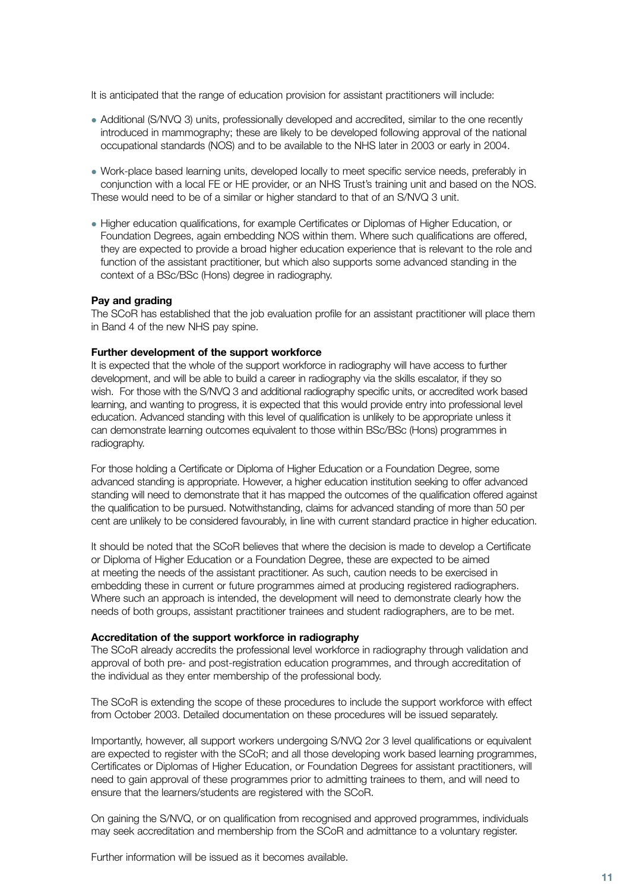It is anticipated that the range of education provision for assistant practitioners will include:

- Additional (S/NVQ 3) units, professionally developed and accredited, similar to the one recently introduced in mammography; these are likely to be developed following approval of the national occupational standards (NOS) and to be available to the NHS later in 2003 or early in 2004.

- Work-place based learning units, developed locally to meet specific service needs, preferably in conjunction with a local FE or HE provider, or an NHS Trust's training unit and based on the NOS. These would need to be of a similar or higher standard to that of an S/NVQ 3 unit.

- Higher education qualifications, for example Certificates or Diplomas of Higher Education, or Foundation Degrees, again embedding NOS within them. Where such qualifications are offered, they are expected to provide a broad higher education experience that is relevant to the role and function of the assistant practitioner, but which also supports some advanced standing in the context of a BSc/BSc (Hons) degree in radiography.

**Pay and grading**

The SCoR has established that the job evaluation profile for an assistant practitioner will place them in Band 4 of the new NHS pay spine.

**Further development of the support workforce**

It is expected that the whole of the support workforce in radiography will have access to further development, and will be able to build a career in radiography via the skills escalator, if they so wish. For those with the S/NVQ 3 and additional radiography specific units, or accredited work based learning, and wanting to progress, it is expected that this would provide entry into professional level education. Advanced standing with this level of qualification is unlikely to be appropriate unless it can demonstrate learning outcomes equivalent to those within BSc/BSc (Hons) programmes in radiography.

For those holding a Certificate or Diploma of Higher Education or a Foundation Degree, some advanced standing is appropriate. However, a higher education institution seeking to offer advanced standing will need to demonstrate that it has mapped the outcomes of the qualification offered against the qualification to be pursued. Notwithstanding, claims for advanced standing of more than 50 per cent are unlikely to be considered favourably, in line with current standard practice in higher education.

It should be noted that the SCoR believes that where the decision is made to develop a Certificate or Diploma of Higher Education or a Foundation Degree, these are expected to be aimed at meeting the needs of the assistant practitioner. As such, caution needs to be exercised in embedding these in current or future programmes aimed at producing registered radiographers. Where such an approach is intended, the development will need to demonstrate clearly how the needs of both groups, assistant practitioner trainees and student radiographers, are to be met.

**Accreditation of the support workforce in radiography**

The SCoR already accredits the professional level workforce in radiography through validation and approval of both pre- and post-registration education programmes, and through accreditation of the individual as they enter membership of the professional body.

The SCoR is extending the scope of these procedures to include the support workforce with effect from October 2003. Detailed documentation on these procedures will be issued separately.

Importantly, however, all support workers undergoing S/NVQ 2or 3 level qualifications or equivalent are expected to register with the SCoR; and all those developing work based learning programmes, Certificates or Diplomas of Higher Education, or Foundation Degrees for assistant practitioners, will need to gain approval of these programmes prior to admitting trainees to them, and will need to ensure that the learners/students are registered with the SCoR.

On gaining the S/NVQ, or on qualification from recognised and approved programmes, individuals may seek accreditation and membership from the SCoR and admittance to a voluntary register.

Further information will be issued as it becomes available.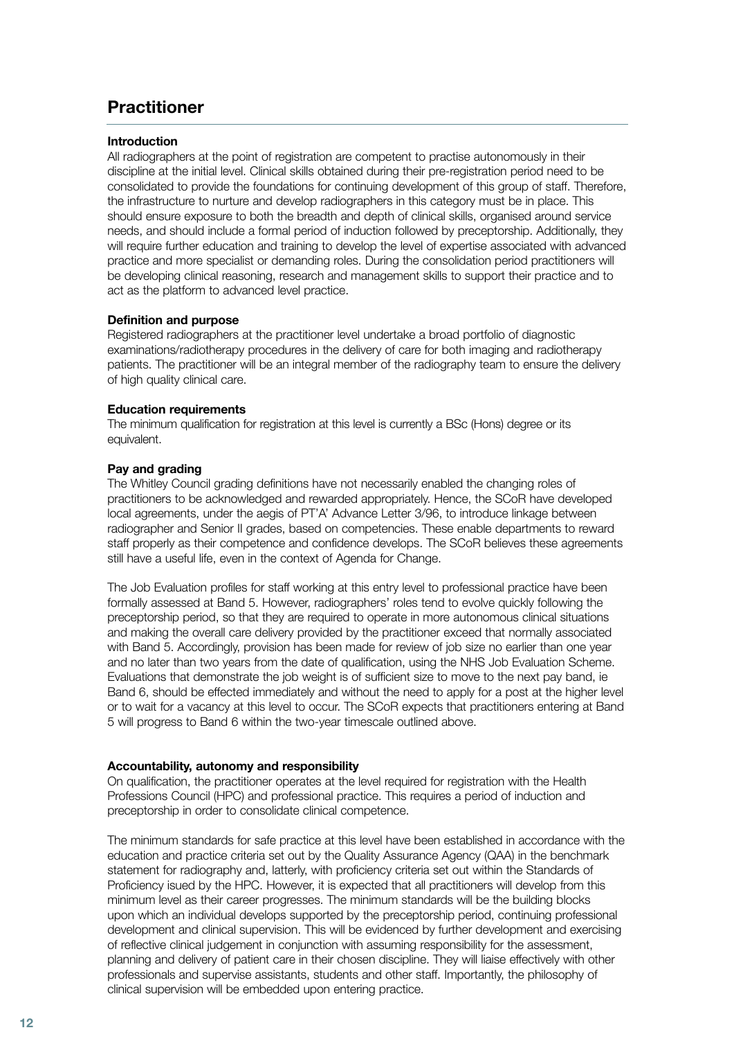## Practitioner

### Introduction

All radiographers at the point of registration are competent to practise autonomously in their discipline at the initial level. Clinical skills obtained during their pre-registration period need to be consolidated to provide the foundations for continuing development of this group of staff. Therefore, the infrastructure to nurture and develop radiographers in this category must be in place. This should ensure exposure to both the breadth and depth of clinical skills, organised around service needs, and should include a formal period of induction followed by preceptorship. Additionally, they will require further education and training to develop the level of expertise associated with advanced practice and more specialist or demanding roles. During the consolidation period practitioners will be developing clinical reasoning, research and management skills to support their practice and to act as the platform to advanced level practice.

### Definition and purpose

Registered radiographers at the practitioner level undertake a broad portfolio of diagnostic examinations/radiotherapy procedures in the delivery of care for both imaging and radiotherapy patients. The practitioner will be an integral member of the radiography team to ensure the delivery of high quality clinical care.

### Education requirements

The minimum qualification for registration at this level is currently a BSc (Hons) degree or its equivalent.

### Pay and grading

The Whitley Council grading definitions have not necessarily enabled the changing roles of practitioners to be acknowledged and rewarded appropriately. Hence, the SCoR have developed local agreements, under the aegis of PT'A' Advance Letter 3/96, to introduce linkage between radiographer and Senior II grades, based on competencies. These enable departments to reward staff properly as their competence and confidence develops. The SCoR believes these agreements still have a useful life, even in the context of Agenda for Change.

The Job Evaluation profiles for staff working at this entry level to professional practice have been formally assessed at Band 5. However, radiographers' roles tend to evolve quickly following the preceptorship period, so that they are required to operate in more autonomous clinical situations and making the overall care delivery provided by the practitioner exceed that normally associated with Band 5. Accordingly, provision has been made for review of job size no earlier than one year and no later than two years from the date of qualification, using the NHS Job Evaluation Scheme. Evaluations that demonstrate the job weight is of sufficient size to move to the next pay band, ie Band 6, should be effected immediately and without the need to apply for a post at the higher level or to wait for a vacancy at this level to occur. The SCoR expects that practitioners entering at Band 5 will progress to Band 6 within the two-year timescale outlined above.

### Accountability, autonomy and responsibility

On qualification, the practitioner operates at the level required for registration with the Health Professions Council (HPC) and professional practice. This requires a period of induction and preceptorship in order to consolidate clinical competence.

The minimum standards for safe practice at this level have been established in accordance with the education and practice criteria set out by the Quality Assurance Agency (QAA) in the benchmark statement for radiography and, latterly, with proficiency criteria set out within the Standards of Proficiency isued by the HPC. However, it is expected that all practitioners will develop from this minimum level as their career progresses. The minimum standards will be the building blocks upon which an individual develops supported by the preceptorship period, continuing professional development and clinical supervision. This will be evidenced by further development and exercising of reflective clinical judgement in conjunction with assuming responsibility for the assessment, planning and delivery of patient care in their chosen discipline. They will liaise effectively with other professionals and supervise assistants, students and other staff. Importantly, the philosophy of clinical supervision will be embedded upon entering practice.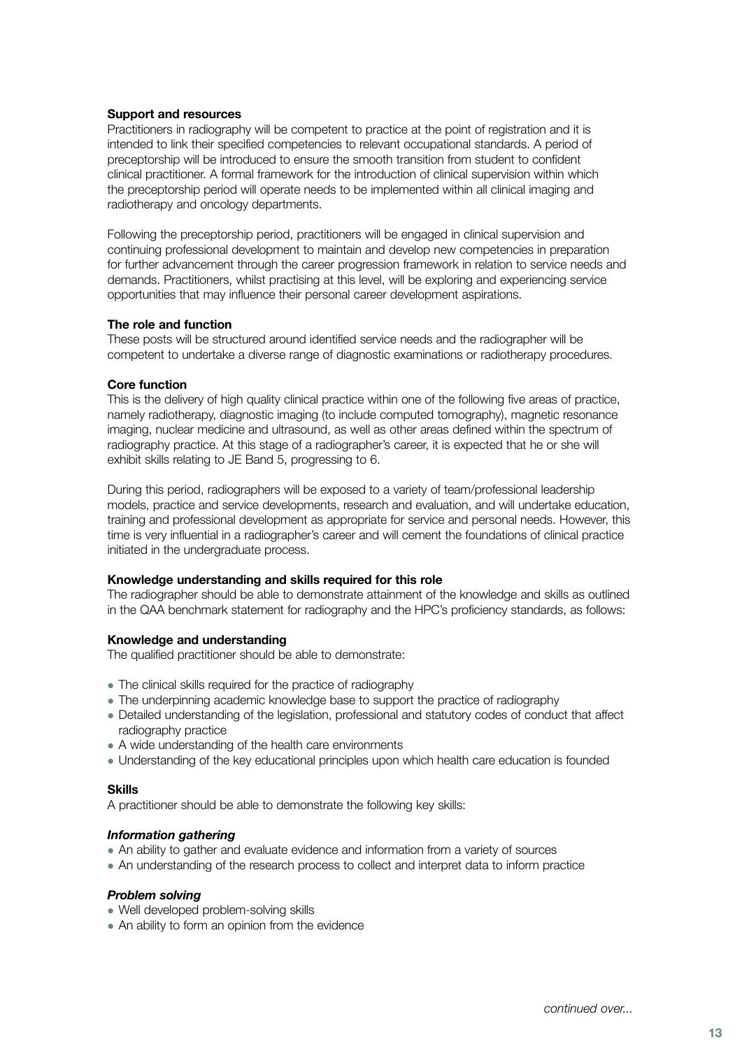**Support and resources**

Practitioners in radiography will be competent to practice at the point of registration and it is intended to link their specified competencies to relevant occupational standards. A period of preceptorship will be introduced to ensure the smooth transition from student to confident clinical practitioner. A formal framework for the introduction of clinical supervision within which the preceptorship period will operate needs to be implemented within all clinical imaging and radiotherapy and oncology departments.

Following the preceptorship period, practitioners will be engaged in clinical supervision and continuing professional development to maintain and develop new competencies in preparation for further advancement through the career progression framework in relation to service needs and demands. Practitioners, whilst practising at this level, will be exploring and experiencing service opportunities that may influence their personal career development aspirations.

**The role and function**

These posts will be structured around identified service needs and the radiographer will be competent to undertake a diverse range of diagnostic examinations or radiotherapy procedures.

**Core function**

This is the delivery of high quality clinical practice within one of the following five areas of practice, namely radiotherapy, diagnostic imaging (to include computed tomography), magnetic resonance imaging, nuclear medicine and ultrasound, as well as other areas defined within the spectrum of radiography practice. At this stage of a radiographer's career, it is expected that he or she will exhibit skills relating to JE Band 5, progressing to 6.

During this period, radiographers will be exposed to a variety of team/professional leadership models, practice and service developments, research and evaluation, and will undertake education, training and professional development as appropriate for service and personal needs. However, this time is very influential in a radiographer's career and will cement the foundations of clinical practice initiated in the undergraduate process.

**Knowledge understanding and skills required for this role**

The radiographer should be able to demonstrate attainment of the knowledge and skills as outlined in the QAA benchmark statement for radiography and the HPC's proficiency standards, as follows:

**Knowledge and understanding**

The qualified practitioner should be able to demonstrate:

- The clinical skills required for the practice of radiography
- The underpinning academic knowledge base to support the practice of radiography
- Detailed understanding of the legislation, professional and statutory codes of conduct that affect radiography practice
- A wide understanding of the health care environments
- Understanding of the key educational principles upon which health care education is founded

**Skills**

A practitioner should be able to demonstrate the following key skills:

***Information gathering***

- An ability to gather and evaluate evidence and information from a variety of sources
- An understanding of the research process to collect and interpret data to inform practice

***Problem solving***

- Well developed problem-solving skills
- An ability to form an opinion from the evidence

*continued over...*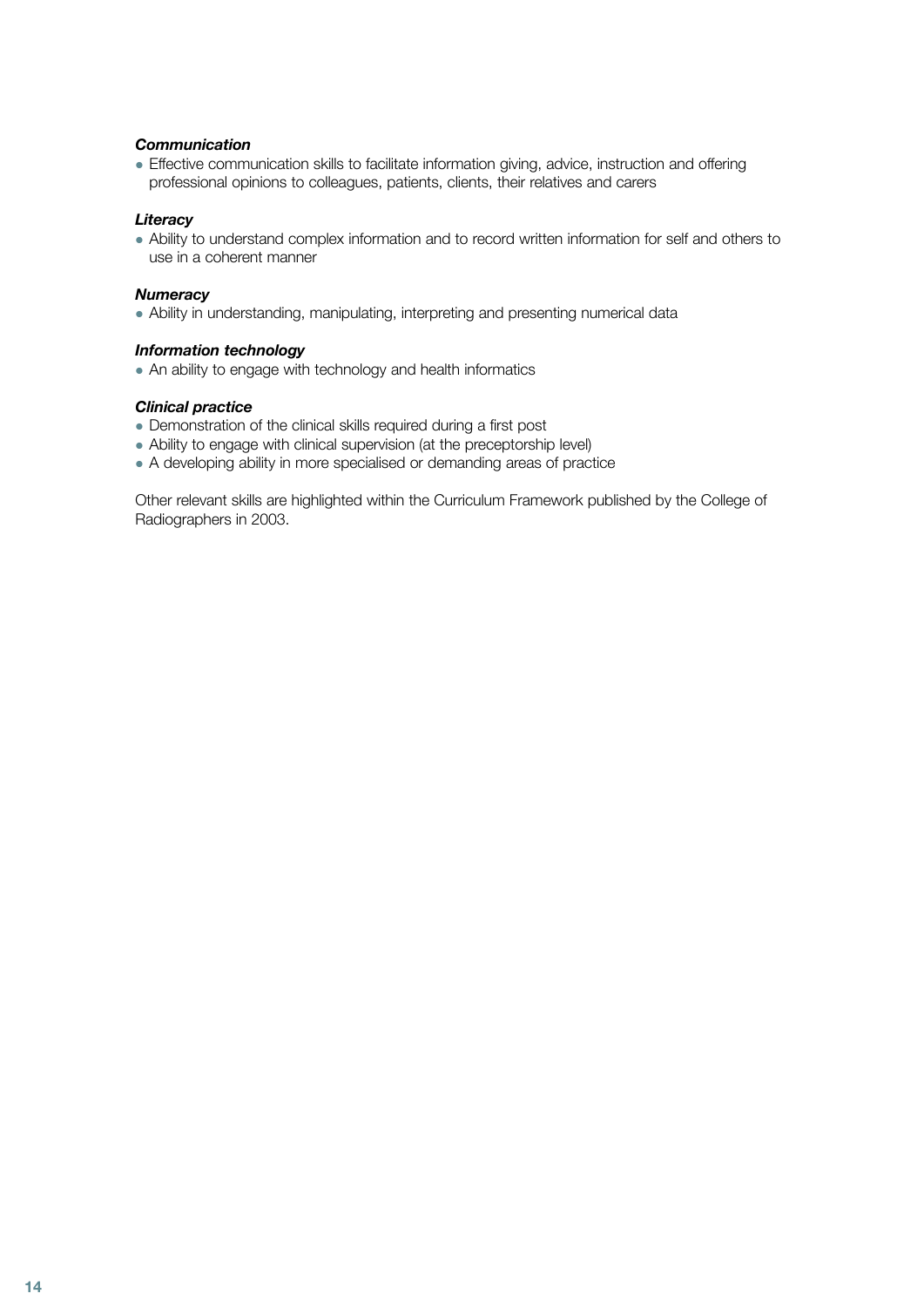***Communication***

- Effective communication skills to facilitate information giving, advice, instruction and offering professional opinions to colleagues, patients, clients, their relatives and carers

***Literacy***

- Ability to understand complex information and to record written information for self and others to use in a coherent manner

***Numeracy***

- Ability in understanding, manipulating, interpreting and presenting numerical data

***Information technology***

- An ability to engage with technology and health informatics

***Clinical practice***

- Demonstration of the clinical skills required during a first post
- Ability to engage with clinical supervision (at the preceptorship level)
- A developing ability in more specialised or demanding areas of practice

Other relevant skills are highlighted within the Curriculum Framework published by the College of Radiographers in 2003.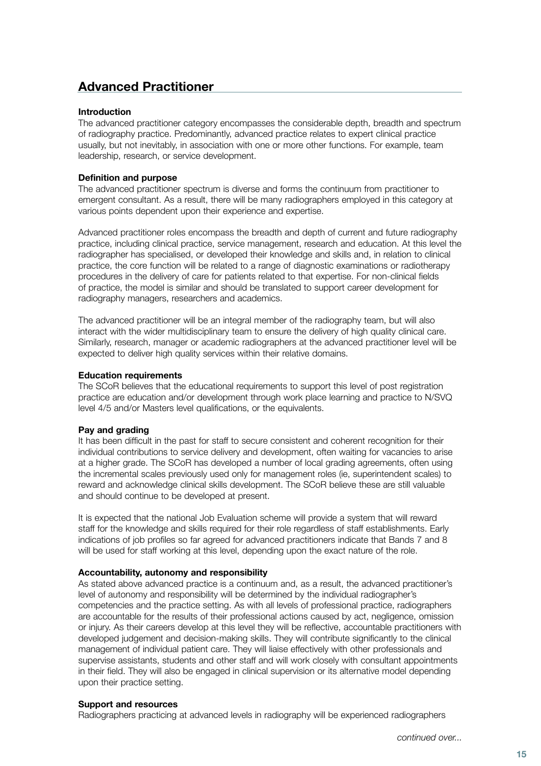## Advanced Practitioner

**Introduction**

The advanced practitioner category encompasses the considerable depth, breadth and spectrum of radiography practice. Predominantly, advanced practice relates to expert clinical practice usually, but not inevitably, in association with one or more other functions. For example, team leadership, research, or service development.

**Definition and purpose**

The advanced practitioner spectrum is diverse and forms the continuum from practitioner to emergent consultant. As a result, there will be many radiographers employed in this category at various points dependent upon their experience and expertise.

Advanced practitioner roles encompass the breadth and depth of current and future radiography practice, including clinical practice, service management, research and education. At this level the radiographer has specialised, or developed their knowledge and skills and, in relation to clinical practice, the core function will be related to a range of diagnostic examinations or radiotherapy procedures in the delivery of care for patients related to that expertise. For non-clinical fields of practice, the model is similar and should be translated to support career development for radiography managers, researchers and academics.

The advanced practitioner will be an integral member of the radiography team, but will also interact with the wider multidisciplinary team to ensure the delivery of high quality clinical care. Similarly, research, manager or academic radiographers at the advanced practitioner level will be expected to deliver high quality services within their relative domains.

**Education requirements**

The SCoR believes that the educational requirements to support this level of post registration practice are education and/or development through work place learning and practice to N/SVQ level 4/5 and/or Masters level qualifications, or the equivalents.

**Pay and grading**

It has been difficult in the past for staff to secure consistent and coherent recognition for their individual contributions to service delivery and development, often waiting for vacancies to arise at a higher grade. The SCoR has developed a number of local grading agreements, often using the incremental scales previously used only for management roles (ie, superintendent scales) to reward and acknowledge clinical skills development. The SCoR believe these are still valuable and should continue to be developed at present.

It is expected that the national Job Evaluation scheme will provide a system that will reward staff for the knowledge and skills required for their role regardless of staff establishments. Early indications of job profiles so far agreed for advanced practitioners indicate that Bands 7 and 8 will be used for staff working at this level, depending upon the exact nature of the role.

**Accountability, autonomy and responsibility**

As stated above advanced practice is a continuum and, as a result, the advanced practitioner's level of autonomy and responsibility will be determined by the individual radiographer's competencies and the practice setting. As with all levels of professional practice, radiographers are accountable for the results of their professional actions caused by act, negligence, omission or injury. As their careers develop at this level they will be reflective, accountable practitioners with developed judgement and decision-making skills. They will contribute significantly to the clinical management of individual patient care. They will liaise effectively with other professionals and supervise assistants, students and other staff and will work closely with consultant appointments in their field. They will also be engaged in clinical supervision or its alternative model depending upon their practice setting.

**Support and resources**

Radiographers practicing at advanced levels in radiography will be experienced radiographers

*continued over...*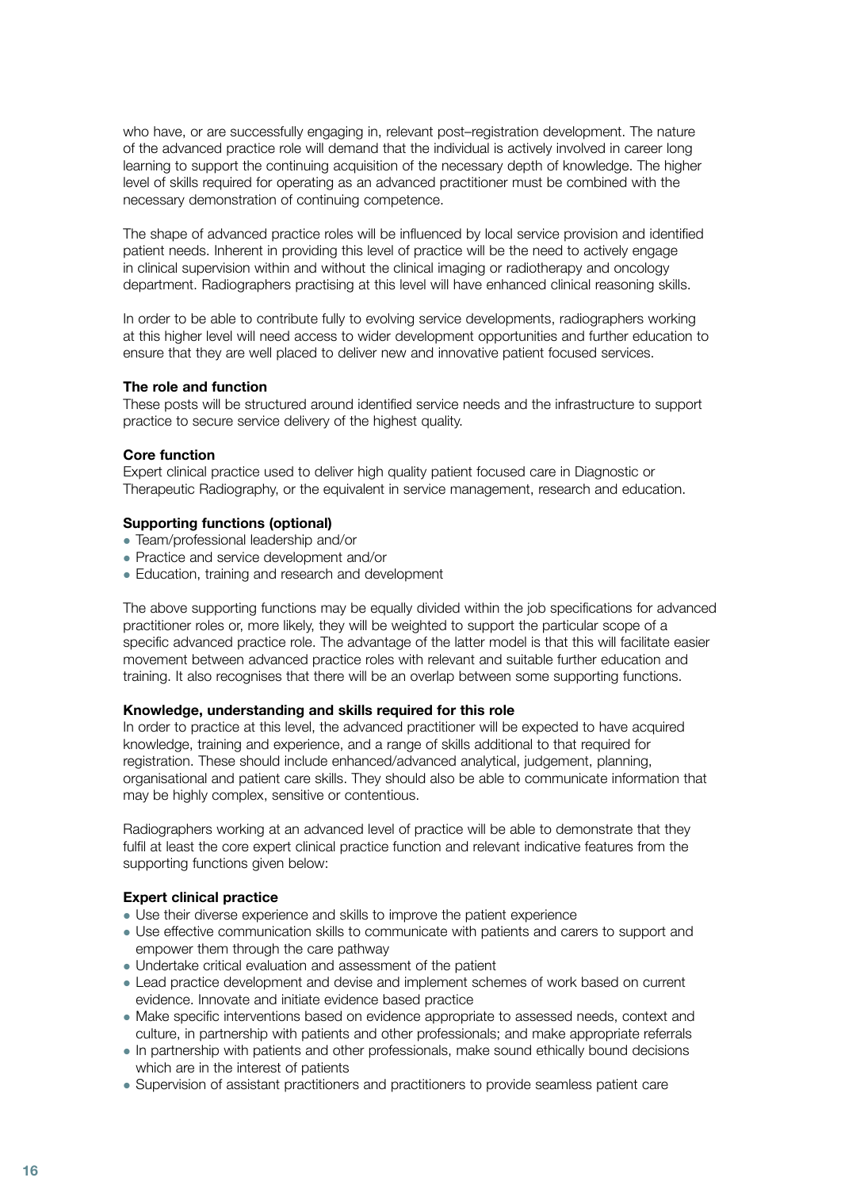who have, or are successfully engaging in, relevant post–registration development. The nature of the advanced practice role will demand that the individual is actively involved in career long learning to support the continuing acquisition of the necessary depth of knowledge. The higher level of skills required for operating as an advanced practitioner must be combined with the necessary demonstration of continuing competence.

The shape of advanced practice roles will be influenced by local service provision and identified patient needs. Inherent in providing this level of practice will be the need to actively engage in clinical supervision within and without the clinical imaging or radiotherapy and oncology department. Radiographers practising at this level will have enhanced clinical reasoning skills.

In order to be able to contribute fully to evolving service developments, radiographers working at this higher level will need access to wider development opportunities and further education to ensure that they are well placed to deliver new and innovative patient focused services.

**The role and function**

These posts will be structured around identified service needs and the infrastructure to support practice to secure service delivery of the highest quality.

**Core function**

Expert clinical practice used to deliver high quality patient focused care in Diagnostic or Therapeutic Radiography, or the equivalent in service management, research and education.

**Supporting functions (optional)**

- Team/professional leadership and/or
- Practice and service development and/or
- Education, training and research and development

The above supporting functions may be equally divided within the job specifications for advanced practitioner roles or, more likely, they will be weighted to support the particular scope of a specific advanced practice role. The advantage of the latter model is that this will facilitate easier movement between advanced practice roles with relevant and suitable further education and training. It also recognises that there will be an overlap between some supporting functions.

**Knowledge, understanding and skills required for this role**

In order to practice at this level, the advanced practitioner will be expected to have acquired knowledge, training and experience, and a range of skills additional to that required for registration. These should include enhanced/advanced analytical, judgement, planning, organisational and patient care skills. They should also be able to communicate information that may be highly complex, sensitive or contentious.

Radiographers working at an advanced level of practice will be able to demonstrate that they fulfil at least the core expert clinical practice function and relevant indicative features from the supporting functions given below:

**Expert clinical practice**

- Use their diverse experience and skills to improve the patient experience
- Use effective communication skills to communicate with patients and carers to support and empower them through the care pathway
- Undertake critical evaluation and assessment of the patient
- Lead practice development and devise and implement schemes of work based on current evidence. Innovate and initiate evidence based practice
- Make specific interventions based on evidence appropriate to assessed needs, context and culture, in partnership with patients and other professionals; and make appropriate referrals
- In partnership with patients and other professionals, make sound ethically bound decisions which are in the interest of patients
- Supervision of assistant practitioners and practitioners to provide seamless patient care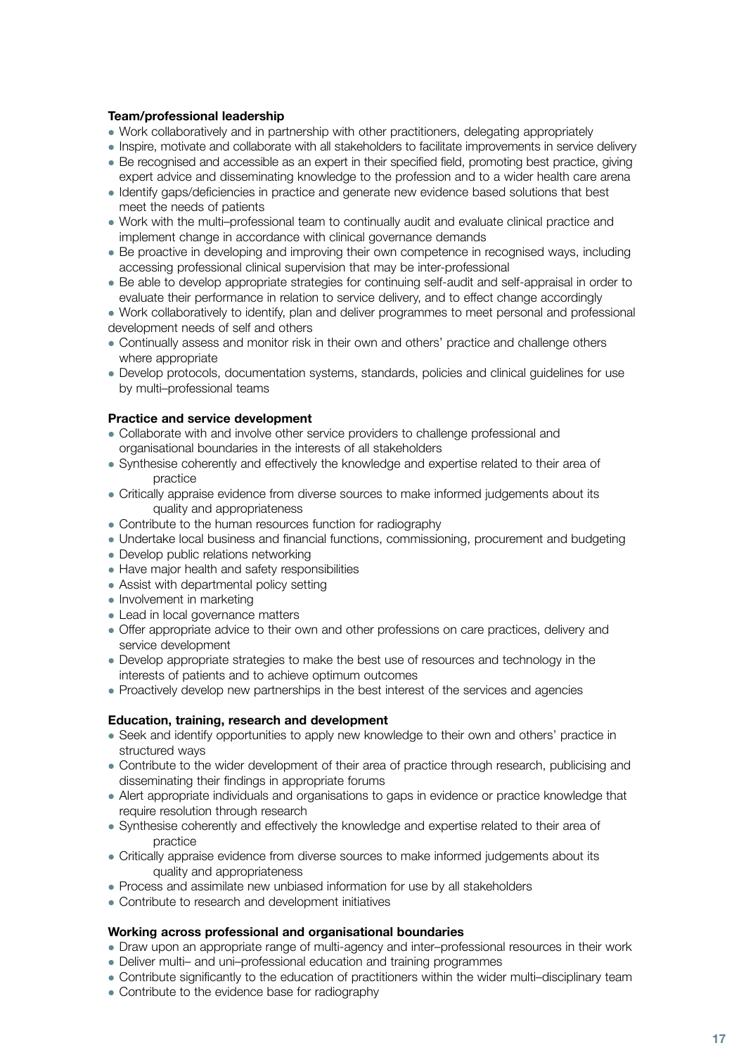**Team/professional leadership**

- Work collaboratively and in partnership with other practitioners, delegating appropriately
- Inspire, motivate and collaborate with all stakeholders to facilitate improvements in service delivery
- Be recognised and accessible as an expert in their specified field, promoting best practice, giving expert advice and disseminating knowledge to the profession and to a wider health care arena
- Identify gaps/deficiencies in practice and generate new evidence based solutions that best meet the needs of patients
- Work with the multi–professional team to continually audit and evaluate clinical practice and implement change in accordance with clinical governance demands
- Be proactive in developing and improving their own competence in recognised ways, including accessing professional clinical supervision that may be inter-professional
- Be able to develop appropriate strategies for continuing self-audit and self-appraisal in order to evaluate their performance in relation to service delivery, and to effect change accordingly
- Work collaboratively to identify, plan and deliver programmes to meet personal and professional development needs of self and others
- Continually assess and monitor risk in their own and others' practice and challenge others where appropriate
- Develop protocols, documentation systems, standards, policies and clinical guidelines for use by multi–professional teams

**Practice and service development**

- Collaborate with and involve other service providers to challenge professional and organisational boundaries in the interests of all stakeholders
- Synthesise coherently and effectively the knowledge and expertise related to their area of practice
- Critically appraise evidence from diverse sources to make informed judgements about its quality and appropriateness
- Contribute to the human resources function for radiography
- Undertake local business and financial functions, commissioning, procurement and budgeting
- Develop public relations networking
- Have major health and safety responsibilities
- Assist with departmental policy setting
- Involvement in marketing
- Lead in local governance matters
- Offer appropriate advice to their own and other professions on care practices, delivery and service development
- Develop appropriate strategies to make the best use of resources and technology in the interests of patients and to achieve optimum outcomes
- Proactively develop new partnerships in the best interest of the services and agencies

**Education, training, research and development**

- Seek and identify opportunities to apply new knowledge to their own and others' practice in structured ways
- Contribute to the wider development of their area of practice through research, publicising and disseminating their findings in appropriate forums
- Alert appropriate individuals and organisations to gaps in evidence or practice knowledge that require resolution through research
- Synthesise coherently and effectively the knowledge and expertise related to their area of practice
- Critically appraise evidence from diverse sources to make informed judgements about its quality and appropriateness
- Process and assimilate new unbiased information for use by all stakeholders
- Contribute to research and development initiatives

**Working across professional and organisational boundaries**

- Draw upon an appropriate range of multi-agency and inter–professional resources in their work
- Deliver multi– and uni–professional education and training programmes
- Contribute significantly to the education of practitioners within the wider multi–disciplinary team
- Contribute to the evidence base for radiography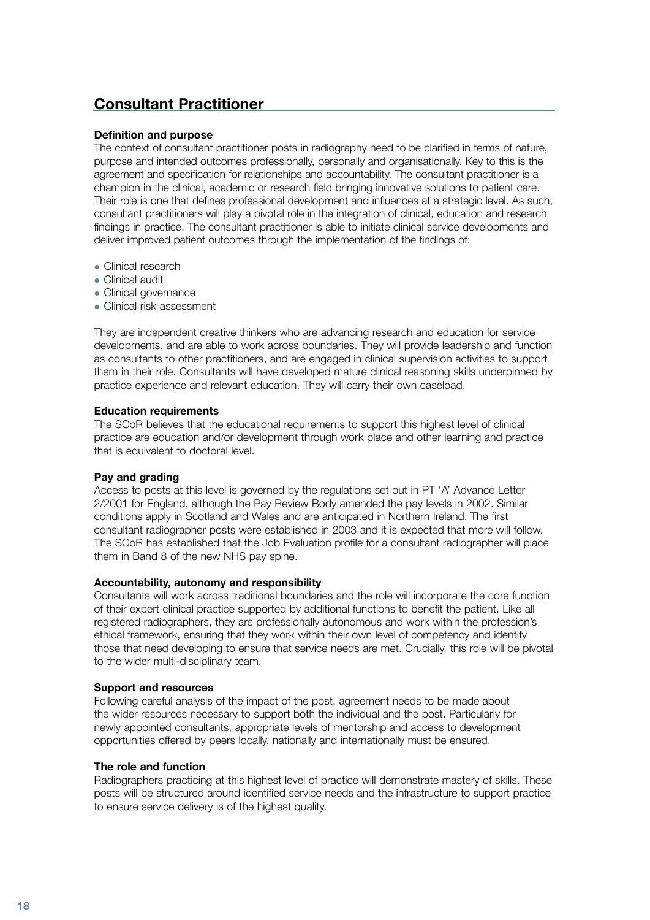## Consultant Practitioner

**Definition and purpose**

The context of consultant practitioner posts in radiography need to be clarified in terms of nature, purpose and intended outcomes professionally, personally and organisationally. Key to this is the agreement and specification for relationships and accountability. The consultant practitioner is a champion in the clinical, academic or research field bringing innovative solutions to patient care. Their role is one that defines professional development and influences at a strategic level. As such, consultant practitioners will play a pivotal role in the integration of clinical, education and research findings in practice. The consultant practitioner is able to initiate clinical service developments and deliver improved patient outcomes through the implementation of the findings of:

- Clinical research
- Clinical audit
- Clinical governance
- Clinical risk assessment

They are independent creative thinkers who are advancing research and education for service developments, and are able to work across boundaries. They will provide leadership and function as consultants to other practitioners, and are engaged in clinical supervision activities to support them in their role. Consultants will have developed mature clinical reasoning skills underpinned by practice experience and relevant education. They will carry their own caseload.

**Education requirements**

The SCoR believes that the educational requirements to support this highest level of clinical practice are education and/or development through work place and other learning and practice that is equivalent to doctoral level.

**Pay and grading**

Access to posts at this level is governed by the regulations set out in PT 'A' Advance Letter 2/2001 for England, although the Pay Review Body amended the pay levels in 2002. Similar conditions apply in Scotland and Wales and are anticipated in Northern Ireland. The first consultant radiographer posts were established in 2003 and it is expected that more will follow. The SCoR has established that the Job Evaluation profile for a consultant radiographer will place them in Band 8 of the new NHS pay spine.

**Accountability, autonomy and responsibility**

Consultants will work across traditional boundaries and the role will incorporate the core function of their expert clinical practice supported by additional functions to benefit the patient. Like all registered radiographers, they are professionally autonomous and work within the profession's ethical framework, ensuring that they work within their own level of competency and identify those that need developing to ensure that service needs are met. Crucially, this role will be pivotal to the wider multi-disciplinary team.

**Support and resources**

Following careful analysis of the impact of the post, agreement needs to be made about the wider resources necessary to support both the individual and the post. Particularly for newly appointed consultants, appropriate levels of mentorship and access to development opportunities offered by peers locally, nationally and internationally must be ensured.

**The role and function**

Radiographers practicing at this highest level of practice will demonstrate mastery of skills. These posts will be structured around identified service needs and the infrastructure to support practice to ensure service delivery is of the highest quality.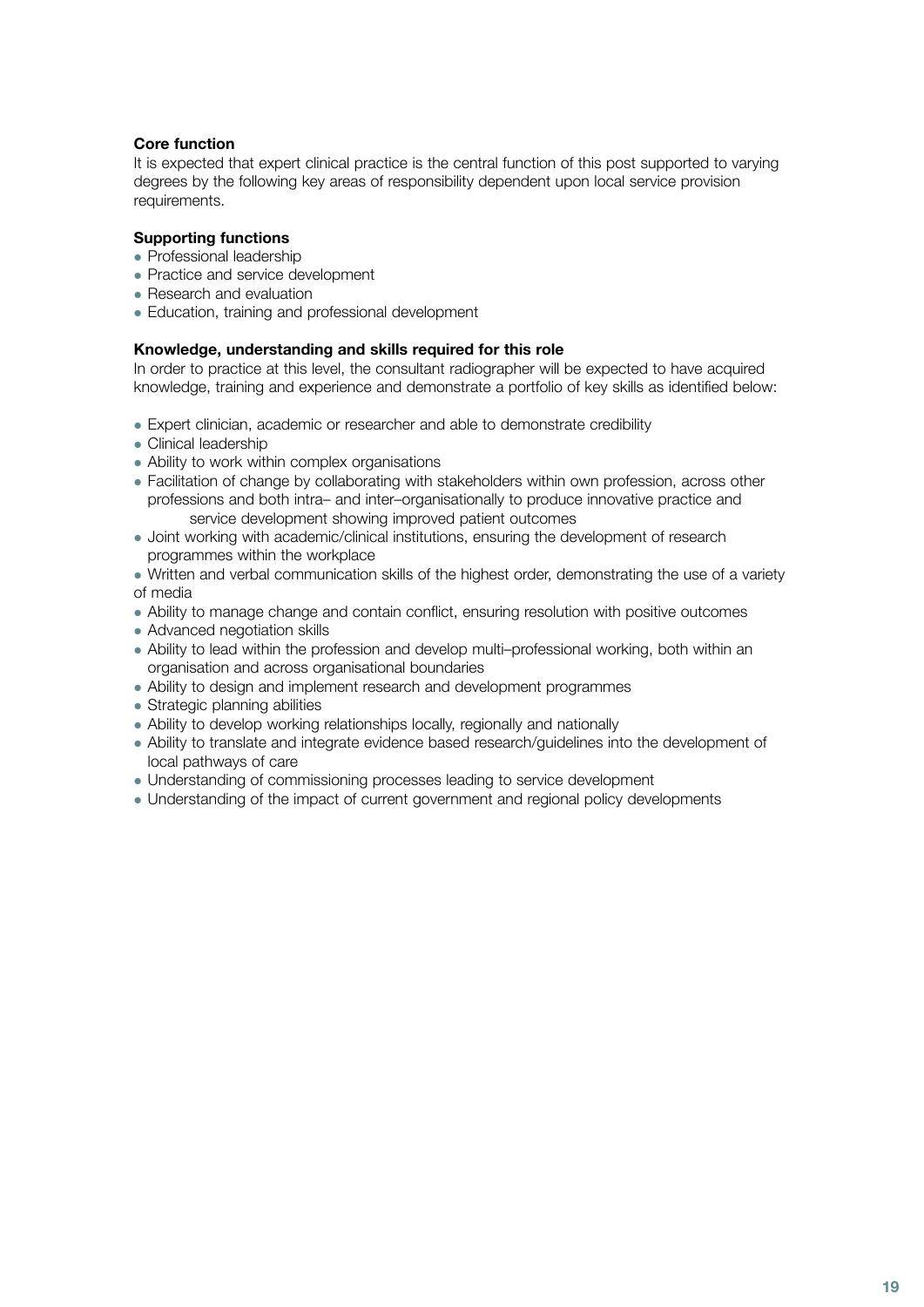**Core function**

It is expected that expert clinical practice is the central function of this post supported to varying degrees by the following key areas of responsibility dependent upon local service provision requirements.

**Supporting functions**

- Professional leadership
- Practice and service development
- Research and evaluation
- Education, training and professional development

**Knowledge, understanding and skills required for this role**

In order to practice at this level, the consultant radiographer will be expected to have acquired knowledge, training and experience and demonstrate a portfolio of key skills as identified below:

- Expert clinician, academic or researcher and able to demonstrate credibility
- Clinical leadership
- Ability to work within complex organisations
- Facilitation of change by collaborating with stakeholders within own profession, across other professions and both intra– and inter–organisationally to produce innovative practice and service development showing improved patient outcomes
- Joint working with academic/clinical institutions, ensuring the development of research programmes within the workplace
- Written and verbal communication skills of the highest order, demonstrating the use of a variety of media
- Ability to manage change and contain conflict, ensuring resolution with positive outcomes
- Advanced negotiation skills
- Ability to lead within the profession and develop multi–professional working, both within an organisation and across organisational boundaries
- Ability to design and implement research and development programmes
- Strategic planning abilities
- Ability to develop working relationships locally, regionally and nationally
- Ability to translate and integrate evidence based research/guidelines into the development of local pathways of care
- Understanding of commissioning processes leading to service development
- Understanding of the impact of current government and regional policy developments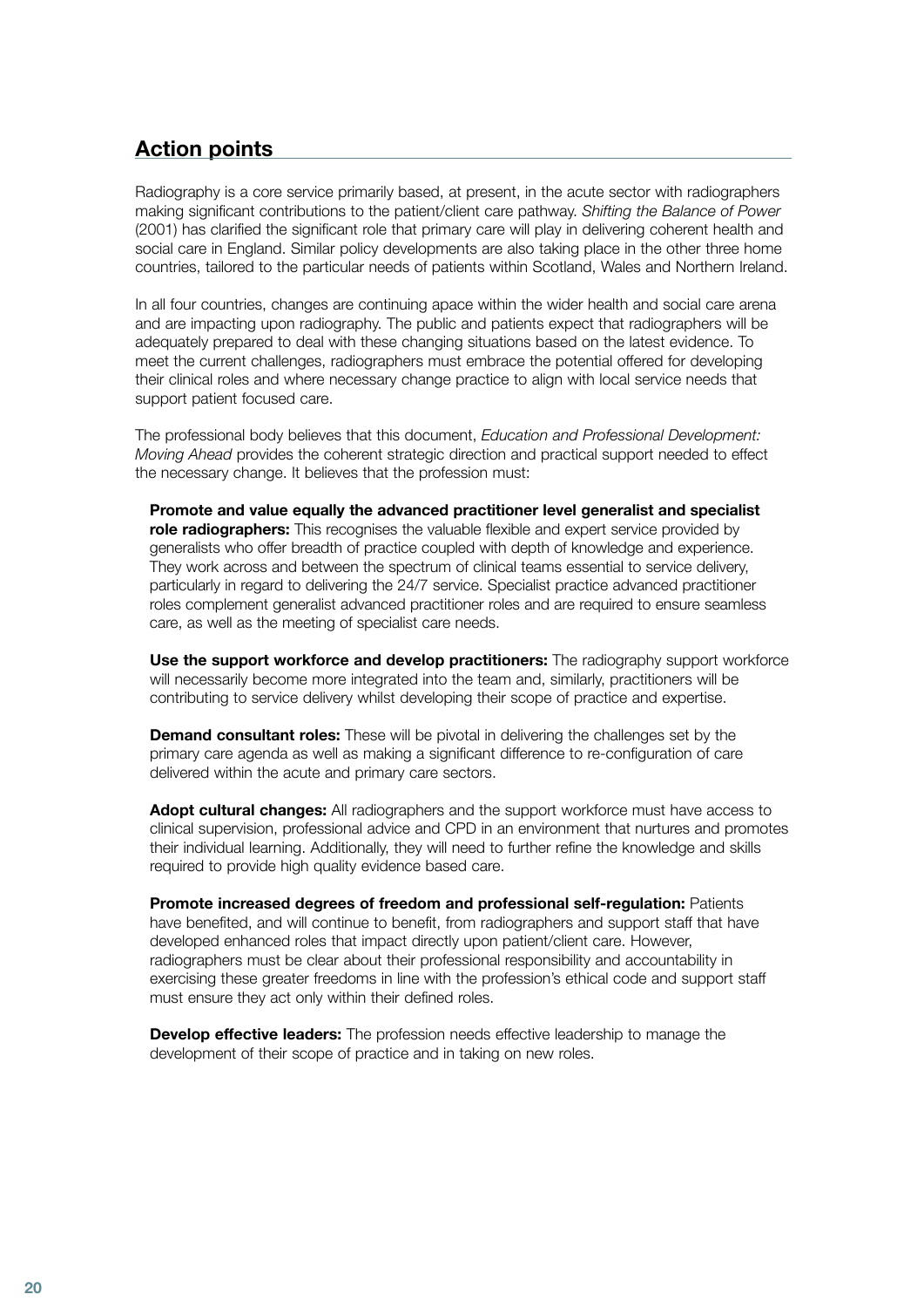## Action points

Radiography is a core service primarily based, at present, in the acute sector with radiographers making significant contributions to the patient/client care pathway. *Shifting the Balance of Power* (2001) has clarified the significant role that primary care will play in delivering coherent health and social care in England. Similar policy developments are also taking place in the other three home countries, tailored to the particular needs of patients within Scotland, Wales and Northern Ireland.

In all four countries, changes are continuing apace within the wider health and social care arena and are impacting upon radiography. The public and patients expect that radiographers will be adequately prepared to deal with these changing situations based on the latest evidence. To meet the current challenges, radiographers must embrace the potential offered for developing their clinical roles and where necessary change practice to align with local service needs that support patient focused care.

The professional body believes that this document, *Education and Professional Development: Moving Ahead* provides the coherent strategic direction and practical support needed to effect the necessary change. It believes that the profession must:

**Promote and value equally the advanced practitioner level generalist and specialist role radiographers:** This recognises the valuable flexible and expert service provided by generalists who offer breadth of practice coupled with depth of knowledge and experience. They work across and between the spectrum of clinical teams essential to service delivery, particularly in regard to delivering the 24/7 service. Specialist practice advanced practitioner roles complement generalist advanced practitioner roles and are required to ensure seamless care, as well as the meeting of specialist care needs.

**Use the support workforce and develop practitioners:** The radiography support workforce will necessarily become more integrated into the team and, similarly, practitioners will be contributing to service delivery whilst developing their scope of practice and expertise.

**Demand consultant roles:** These will be pivotal in delivering the challenges set by the primary care agenda as well as making a significant difference to re-configuration of care delivered within the acute and primary care sectors.

**Adopt cultural changes:** All radiographers and the support workforce must have access to clinical supervision, professional advice and CPD in an environment that nurtures and promotes their individual learning. Additionally, they will need to further refine the knowledge and skills required to provide high quality evidence based care.

**Promote increased degrees of freedom and professional self-regulation:** Patients have benefited, and will continue to benefit, from radiographers and support staff that have developed enhanced roles that impact directly upon patient/client care. However, radiographers must be clear about their professional responsibility and accountability in exercising these greater freedoms in line with the profession's ethical code and support staff must ensure they act only within their defined roles.

**Develop effective leaders:** The profession needs effective leadership to manage the development of their scope of practice and in taking on new roles.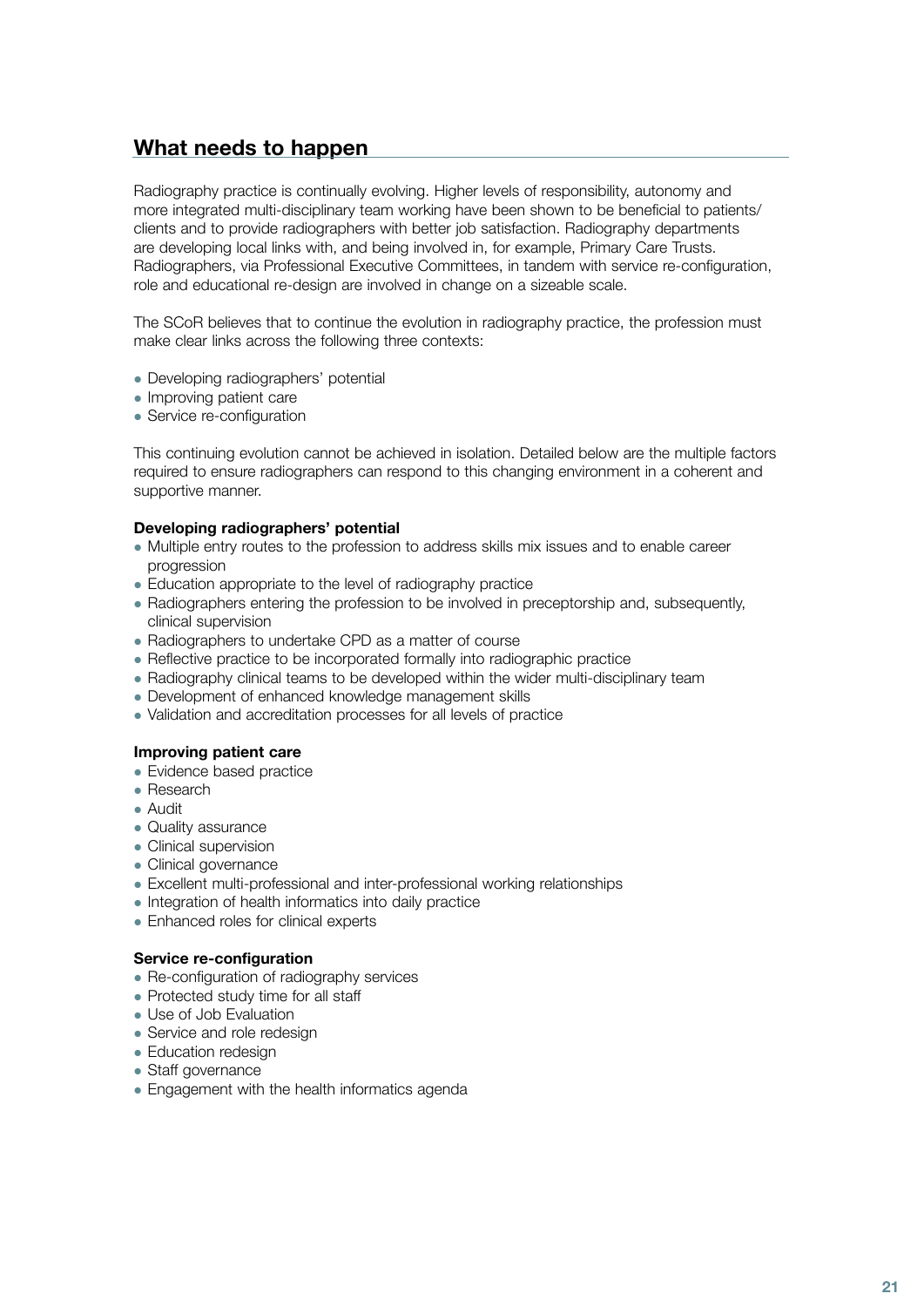## What needs to happen

Radiography practice is continually evolving. Higher levels of responsibility, autonomy and more integrated multi-disciplinary team working have been shown to be beneficial to patients/clients and to provide radiographers with better job satisfaction. Radiography departments are developing local links with, and being involved in, for example, Primary Care Trusts. Radiographers, via Professional Executive Committees, in tandem with service re-configuration, role and educational re-design are involved in change on a sizeable scale.

The SCoR believes that to continue the evolution in radiography practice, the profession must make clear links across the following three contexts:

- Developing radiographers' potential
- Improving patient care
- Service re-configuration

This continuing evolution cannot be achieved in isolation. Detailed below are the multiple factors required to ensure radiographers can respond to this changing environment in a coherent and supportive manner.

**Developing radiographers' potential**

- Multiple entry routes to the profession to address skills mix issues and to enable career progression
- Education appropriate to the level of radiography practice
- Radiographers entering the profession to be involved in preceptorship and, subsequently, clinical supervision
- Radiographers to undertake CPD as a matter of course
- Reflective practice to be incorporated formally into radiographic practice
- Radiography clinical teams to be developed within the wider multi-disciplinary team
- Development of enhanced knowledge management skills
- Validation and accreditation processes for all levels of practice

**Improving patient care**

- Evidence based practice
- Research
- Audit
- Quality assurance
- Clinical supervision
- Clinical governance
- Excellent multi-professional and inter-professional working relationships
- Integration of health informatics into daily practice
- Enhanced roles for clinical experts

**Service re-configuration**

- Re-configuration of radiography services
- Protected study time for all staff
- Use of Job Evaluation
- Service and role redesign
- Education redesign
- Staff governance
- Engagement with the health informatics agenda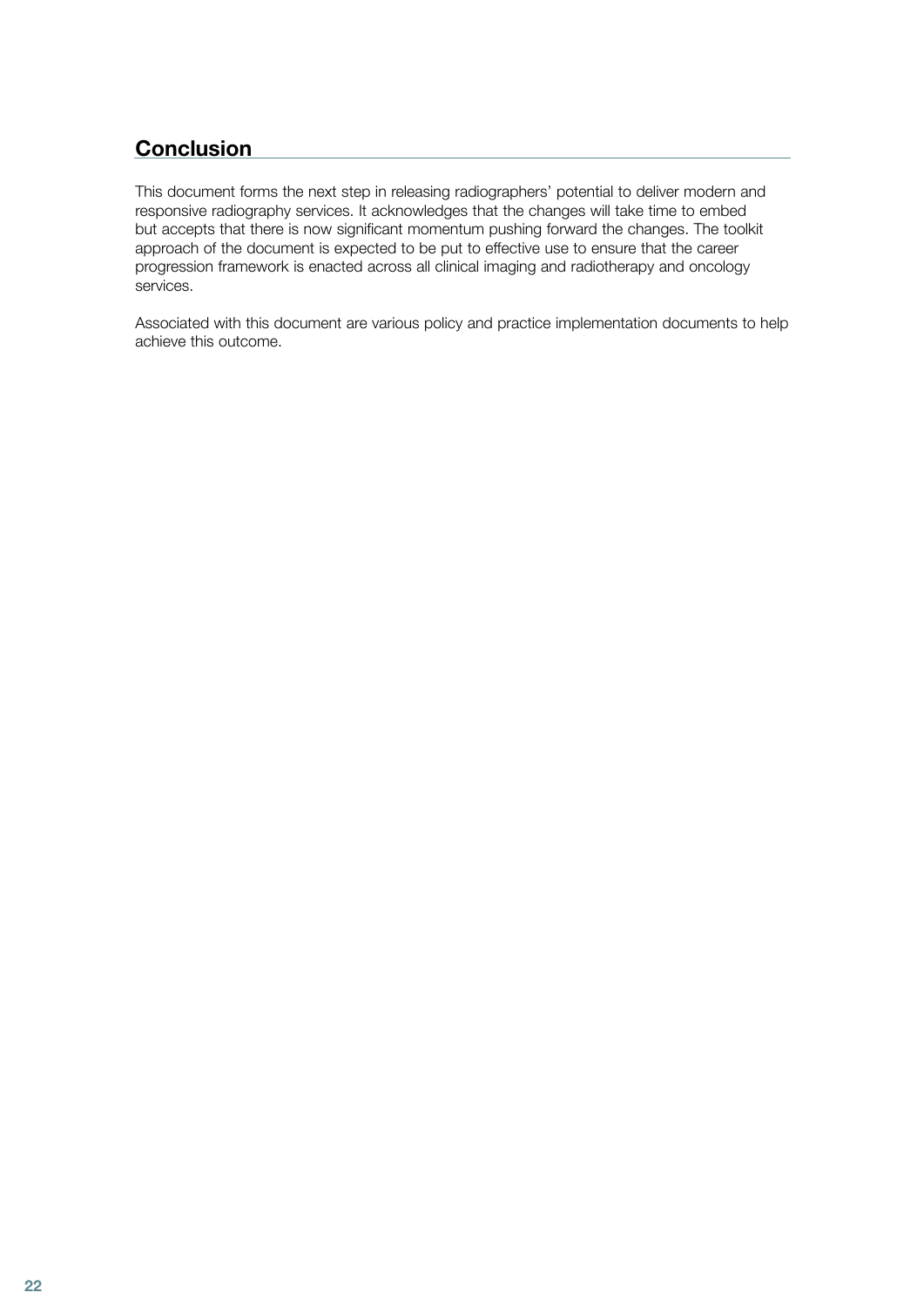## Conclusion

This document forms the next step in releasing radiographers' potential to deliver modern and responsive radiography services. It acknowledges that the changes will take time to embed but accepts that there is now significant momentum pushing forward the changes. The toolkit approach of the document is expected to be put to effective use to ensure that the career progression framework is enacted across all clinical imaging and radiotherapy and oncology services.

Associated with this document are various policy and practice implementation documents to help achieve this outcome.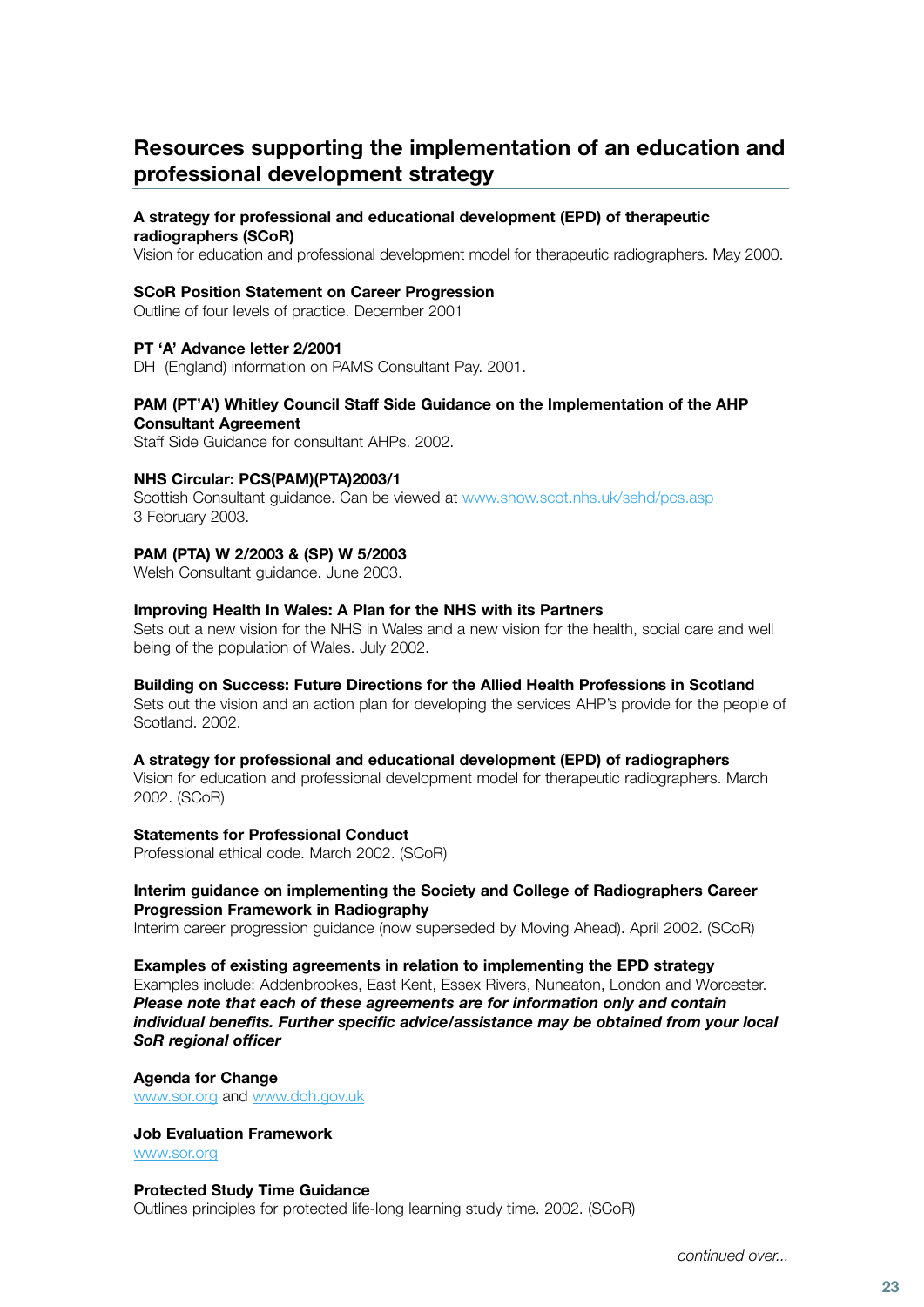## Resources supporting the implementation of an education and professional development strategy

**A strategy for professional and educational development (EPD) of therapeutic radiographers (SCoR)**
Vision for education and professional development model for therapeutic radiographers. May 2000.

**SCoR Position Statement on Career Progression**
Outline of four levels of practice. December 2001

**PT 'A' Advance letter 2/2001**
DH (England) information on PAMS Consultant Pay. 2001.

**PAM (PT'A') Whitley Council Staff Side Guidance on the Implementation of the AHP Consultant Agreement**
Staff Side Guidance for consultant AHPs. 2002.

**NHS Circular: PCS(PAM)(PTA)2003/1**
Scottish Consultant guidance. Can be viewed at www.show.scot.nhs.uk/sehd/pcs.asp
3 February 2003.

**PAM (PTA) W 2/2003 & (SP) W 5/2003**
Welsh Consultant guidance. June 2003.

**Improving Health In Wales: A Plan for the NHS with its Partners**
Sets out a new vision for the NHS in Wales and a new vision for the health, social care and well being of the population of Wales. July 2002.

**Building on Success: Future Directions for the Allied Health Professions in Scotland**
Sets out the vision and an action plan for developing the services AHP's provide for the people of Scotland. 2002.

**A strategy for professional and educational development (EPD) of radiographers**
Vision for education and professional development model for therapeutic radiographers. March 2002. (SCoR)

**Statements for Professional Conduct**
Professional ethical code. March 2002. (SCoR)

**Interim guidance on implementing the Society and College of Radiographers Career Progression Framework in Radiography**
Interim career progression guidance (now superseded by Moving Ahead). April 2002. (SCoR)

**Examples of existing agreements in relation to implementing the EPD strategy**
Examples include: Addenbrookes, East Kent, Essex Rivers, Nuneaton, London and Worcester.
***Please note that each of these agreements are for information only and contain individual benefits. Further specific advice/assistance may be obtained from your local SoR regional officer***

**Agenda for Change**
www.sor.org and www.doh.gov.uk

**Job Evaluation Framework**
www.sor.org

**Protected Study Time Guidance**
Outlines principles for protected life-long learning study time. 2002. (SCoR)

*continued over...*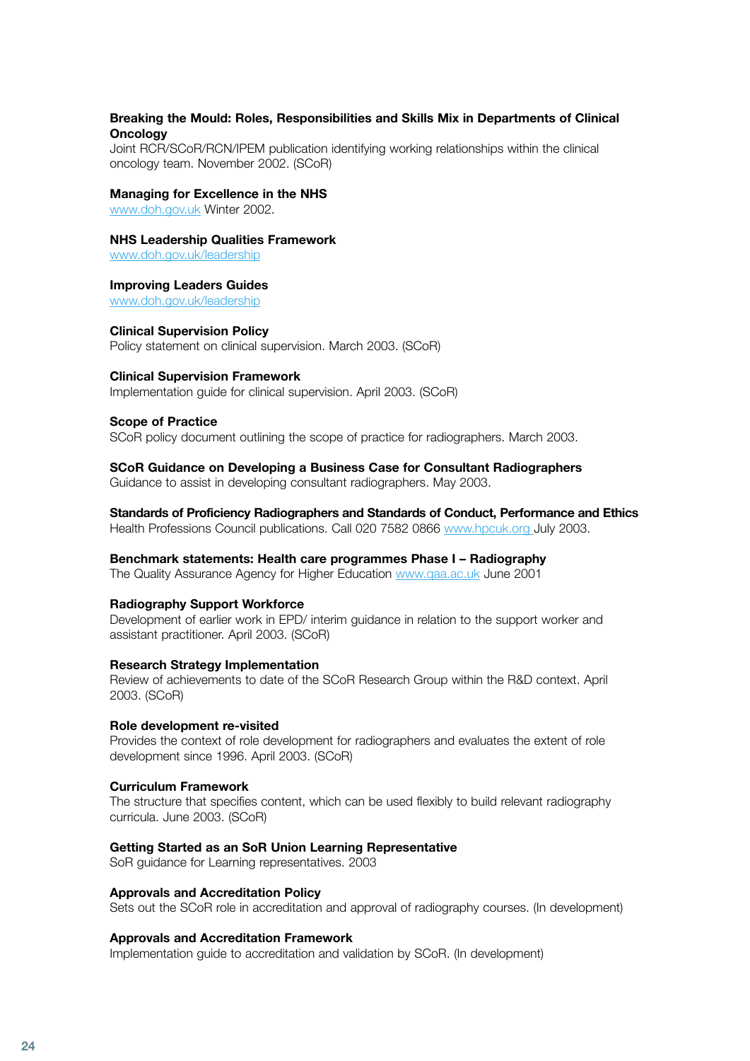**Breaking the Mould: Roles, Responsibilities and Skills Mix in Departments of Clinical Oncology**
Joint RCR/SCoR/RCN/IPEM publication identifying working relationships within the clinical oncology team. November 2002. (SCoR)

**Managing for Excellence in the NHS**
www.doh.gov.uk Winter 2002.

**NHS Leadership Qualities Framework**
www.doh.gov.uk/leadership

**Improving Leaders Guides**
www.doh.gov.uk/leadership

**Clinical Supervision Policy**
Policy statement on clinical supervision. March 2003. (SCoR)

**Clinical Supervision Framework**
Implementation guide for clinical supervision. April 2003. (SCoR)

**Scope of Practice**
SCoR policy document outlining the scope of practice for radiographers. March 2003.

**SCoR Guidance on Developing a Business Case for Consultant Radiographers**
Guidance to assist in developing consultant radiographers. May 2003.

**Standards of Proficiency Radiographers and Standards of Conduct, Performance and Ethics**
Health Professions Council publications. Call 020 7582 0866 www.hpcuk.org July 2003.

**Benchmark statements: Health care programmes Phase I – Radiography**
The Quality Assurance Agency for Higher Education www.qaa.ac.uk June 2001

**Radiography Support Workforce**
Development of earlier work in EPD/ interim guidance in relation to the support worker and assistant practitioner. April 2003. (SCoR)

**Research Strategy Implementation**
Review of achievements to date of the SCoR Research Group within the R&D context. April 2003. (SCoR)

**Role development re-visited**
Provides the context of role development for radiographers and evaluates the extent of role development since 1996. April 2003. (SCoR)

**Curriculum Framework**
The structure that specifies content, which can be used flexibly to build relevant radiography curricula. June 2003. (SCoR)

**Getting Started as an SoR Union Learning Representative**
SoR guidance for Learning representatives. 2003

**Approvals and Accreditation Policy**
Sets out the SCoR role in accreditation and approval of radiography courses. (In development)

**Approvals and Accreditation Framework**
Implementation guide to accreditation and validation by SCoR. (In development)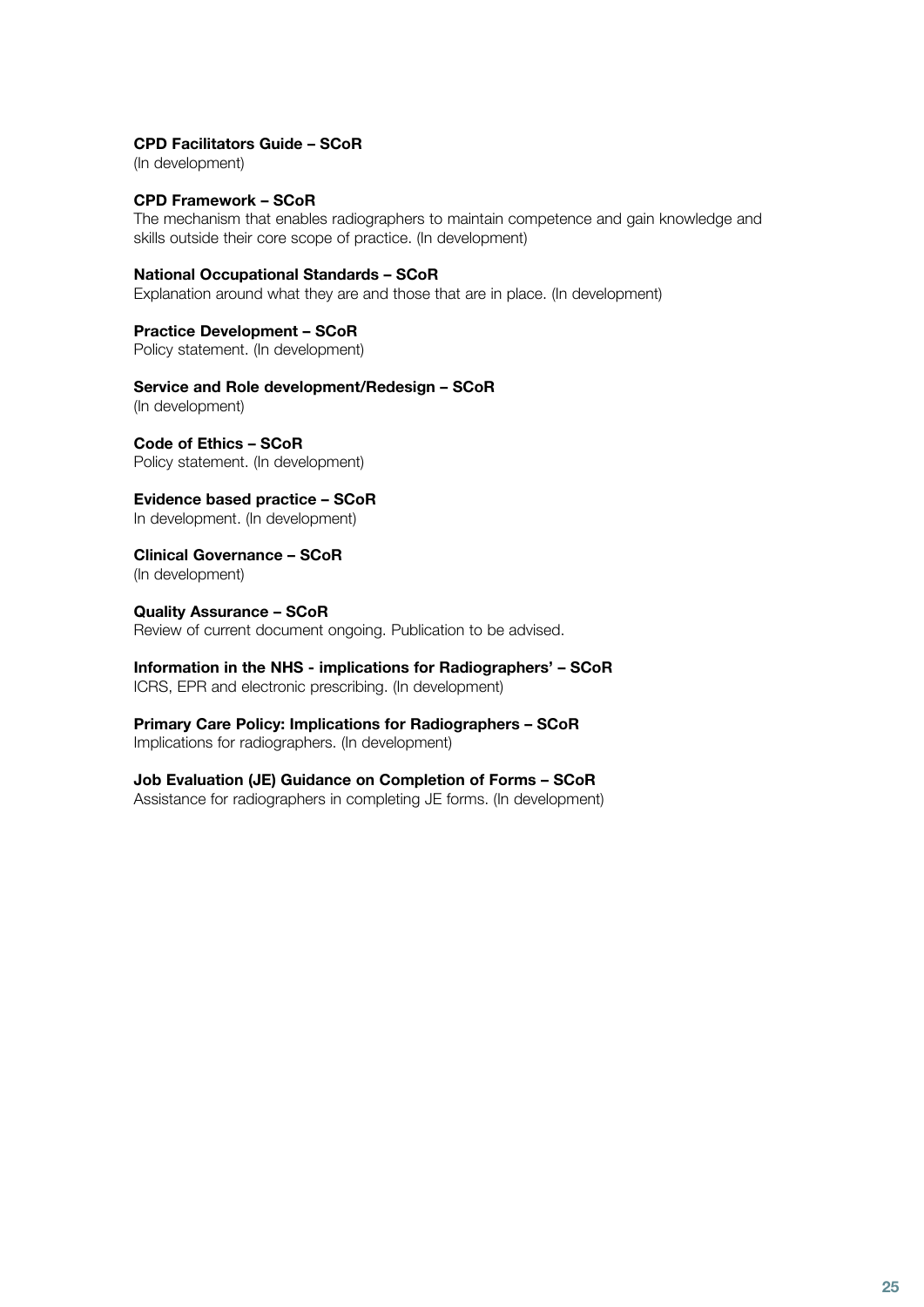**CPD Facilitators Guide – SCoR**
(In development)

**CPD Framework – SCoR**
The mechanism that enables radiographers to maintain competence and gain knowledge and skills outside their core scope of practice. (In development)

**National Occupational Standards – SCoR**
Explanation around what they are and those that are in place. (In development)

**Practice Development – SCoR**
Policy statement. (In development)

**Service and Role development/Redesign – SCoR**
(In development)

**Code of Ethics – SCoR**
Policy statement. (In development)

**Evidence based practice – SCoR**
In development. (In development)

**Clinical Governance – SCoR**
(In development)

**Quality Assurance – SCoR**
Review of current document ongoing. Publication to be advised.

**Information in the NHS - implications for Radiographers' – SCoR**
ICRS, EPR and electronic prescribing. (In development)

**Primary Care Policy: Implications for Radiographers – SCoR**
Implications for radiographers. (In development)

**Job Evaluation (JE) Guidance on Completion of Forms – SCoR**
Assistance for radiographers in completing JE forms. (In development)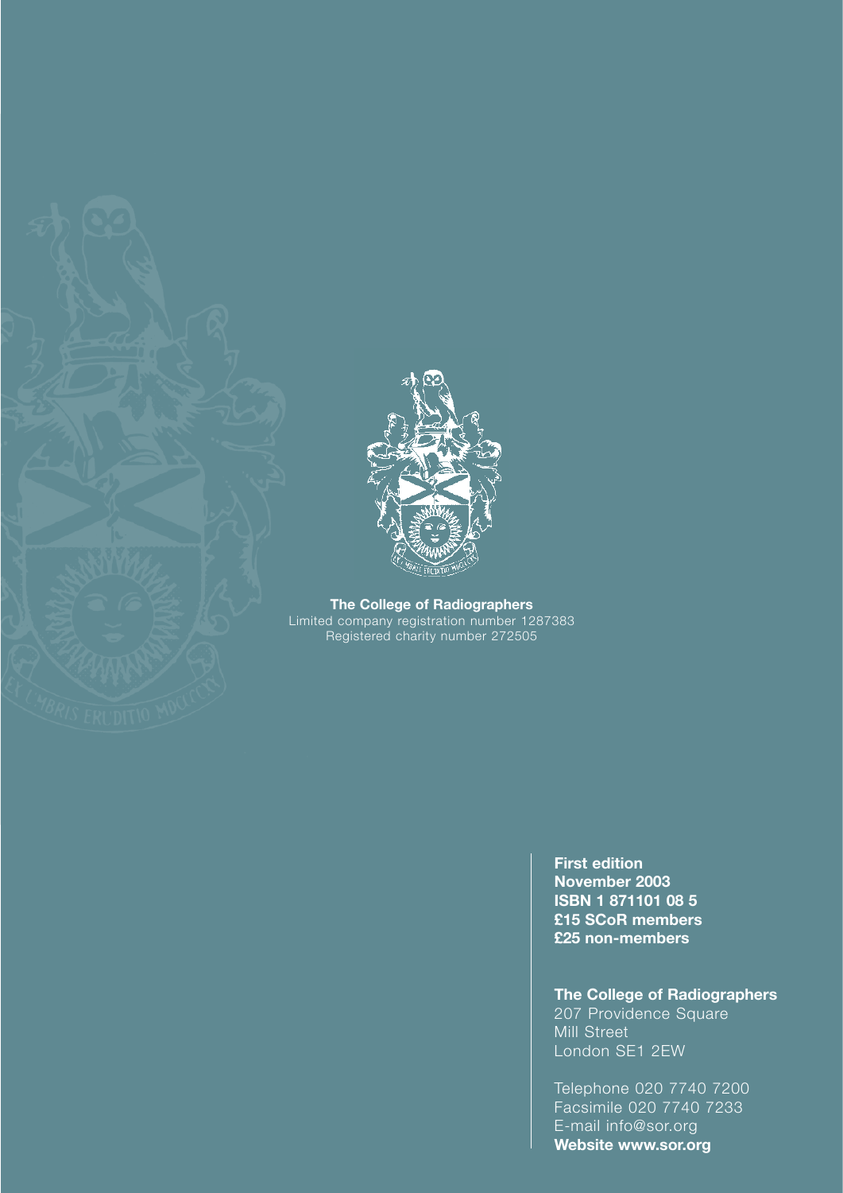**The College of Radiographers**
Limited company registration number 1287383
Registered charity number 272505

**First edition**
**November 2003**
**ISBN 1 871101 08 5**
**£15 SCoR members**
**£25 non-members**

**The College of Radiographers**
207 Providence Square
Mill Street
London SE1 2EW

Telephone 020 7740 7200
Facsimile 020 7740 7233
E-mail info@sor.org
**Website www.sor.org**